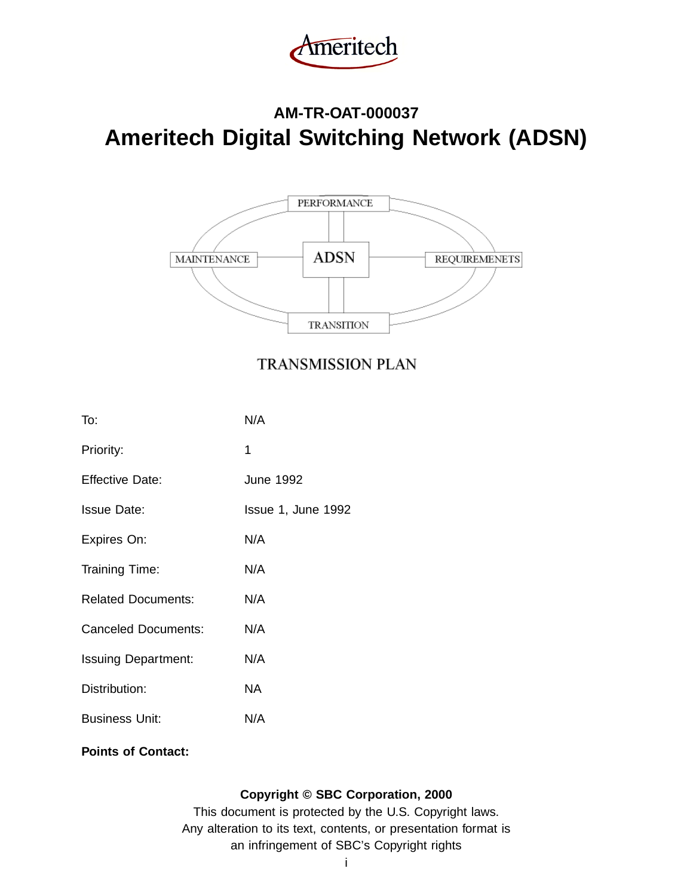Ameritech

# AM-TR-OAT-000037

# Ameritech Digital Switching Network (ADSN)

PERFORMANCE

MAINTENANCE

ADSN

REQUIREMENETS

TRANSITION

## TRANSMISSION PLAN

| | |
|---|---|
| To: | N/A |
| Priority: | 1 |
| Effective Date: | June 1992 |
| Issue Date: | Issue 1, June 1992 |
| Expires On: | N/A |
| Training Time: | N/A |
| Related Documents: | N/A |
| Canceled Documents: | N/A |
| Issuing Department: | N/A |
| Distribution: | NA |
| Business Unit: | N/A |

**Points of Contact:**

**Copyright © SBC Corporation, 2000**

This document is protected by the U.S. Copyright laws.
Any alteration to its text, contents, or presentation format is
an infringement of SBC's Copyright rights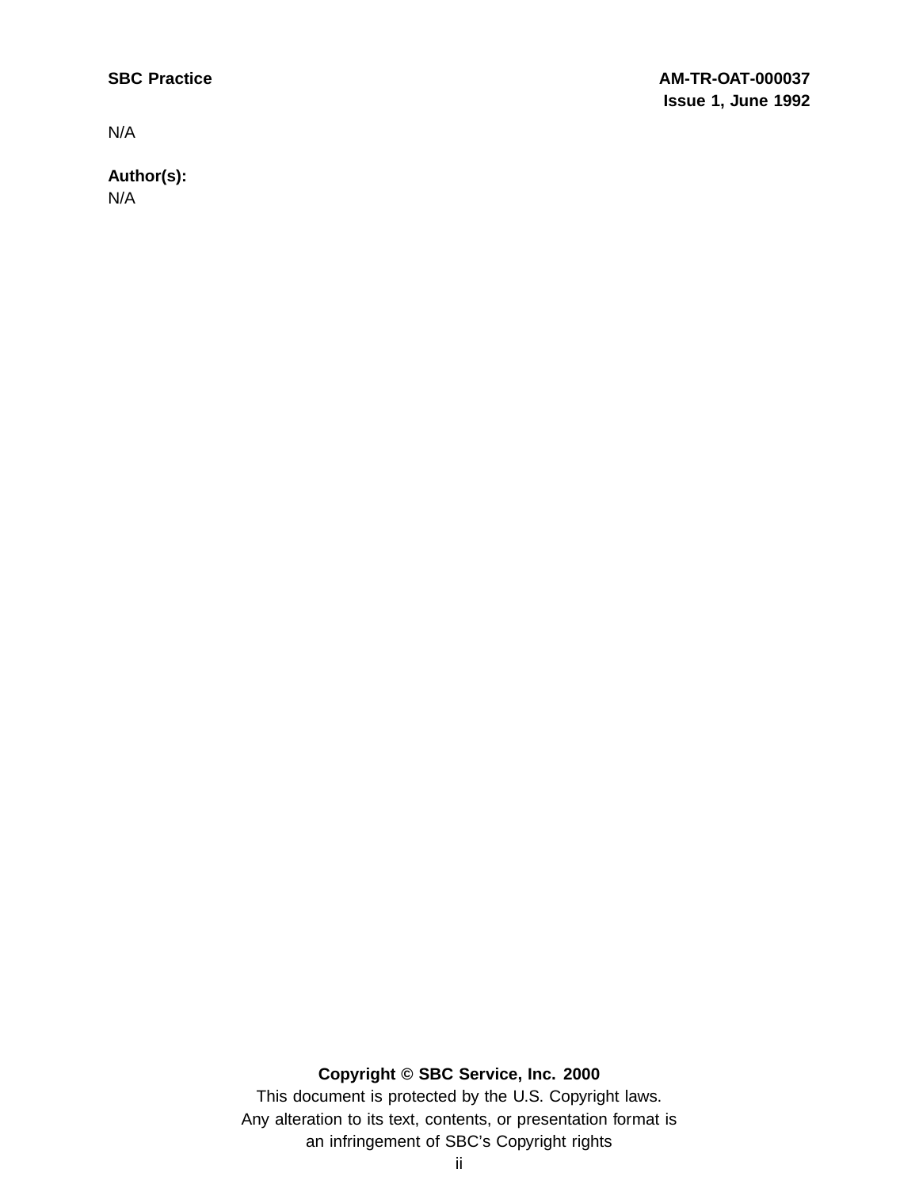N/A

**Author(s):**
N/A

**Copyright © SBC Service, Inc. 2000**
This document is protected by the U.S. Copyright laws.
Any alteration to its text, contents, or presentation format is
an infringement of SBC's Copyright rights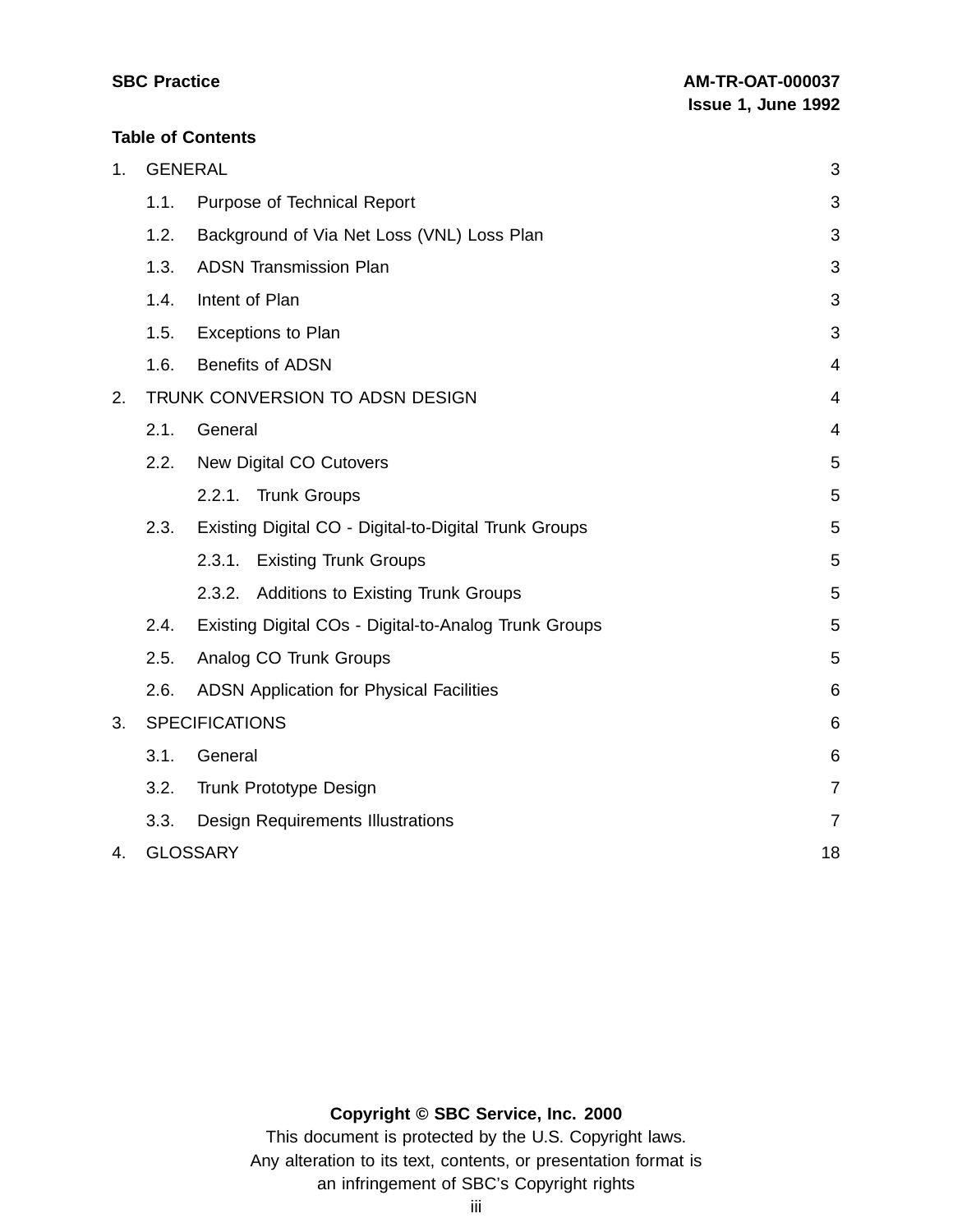## Table of Contents

1. GENERAL 3
   - 1.1. Purpose of Technical Report 3
   - 1.2. Background of Via Net Loss (VNL) Loss Plan 3
   - 1.3. ADSN Transmission Plan 3
   - 1.4. Intent of Plan 3
   - 1.5. Exceptions to Plan 3
   - 1.6. Benefits of ADSN 4
2. TRUNK CONVERSION TO ADSN DESIGN 4
   - 2.1. General 4
   - 2.2. New Digital CO Cutovers 5
     - 2.2.1. Trunk Groups 5
   - 2.3. Existing Digital CO - Digital-to-Digital Trunk Groups 5
     - 2.3.1. Existing Trunk Groups 5
     - 2.3.2. Additions to Existing Trunk Groups 5
   - 2.4. Existing Digital COs - Digital-to-Analog Trunk Groups 5
   - 2.5. Analog CO Trunk Groups 5
   - 2.6. ADSN Application for Physical Facilities 6
3. SPECIFICATIONS 6
   - 3.1. General 6
   - 3.2. Trunk Prototype Design 7
   - 3.3. Design Requirements Illustrations 7
4. GLOSSARY 18

**Copyright © SBC Service, Inc. 2000**

This document is protected by the U.S. Copyright laws.
Any alteration to its text, contents, or presentation format is an infringement of SBC's Copyright rights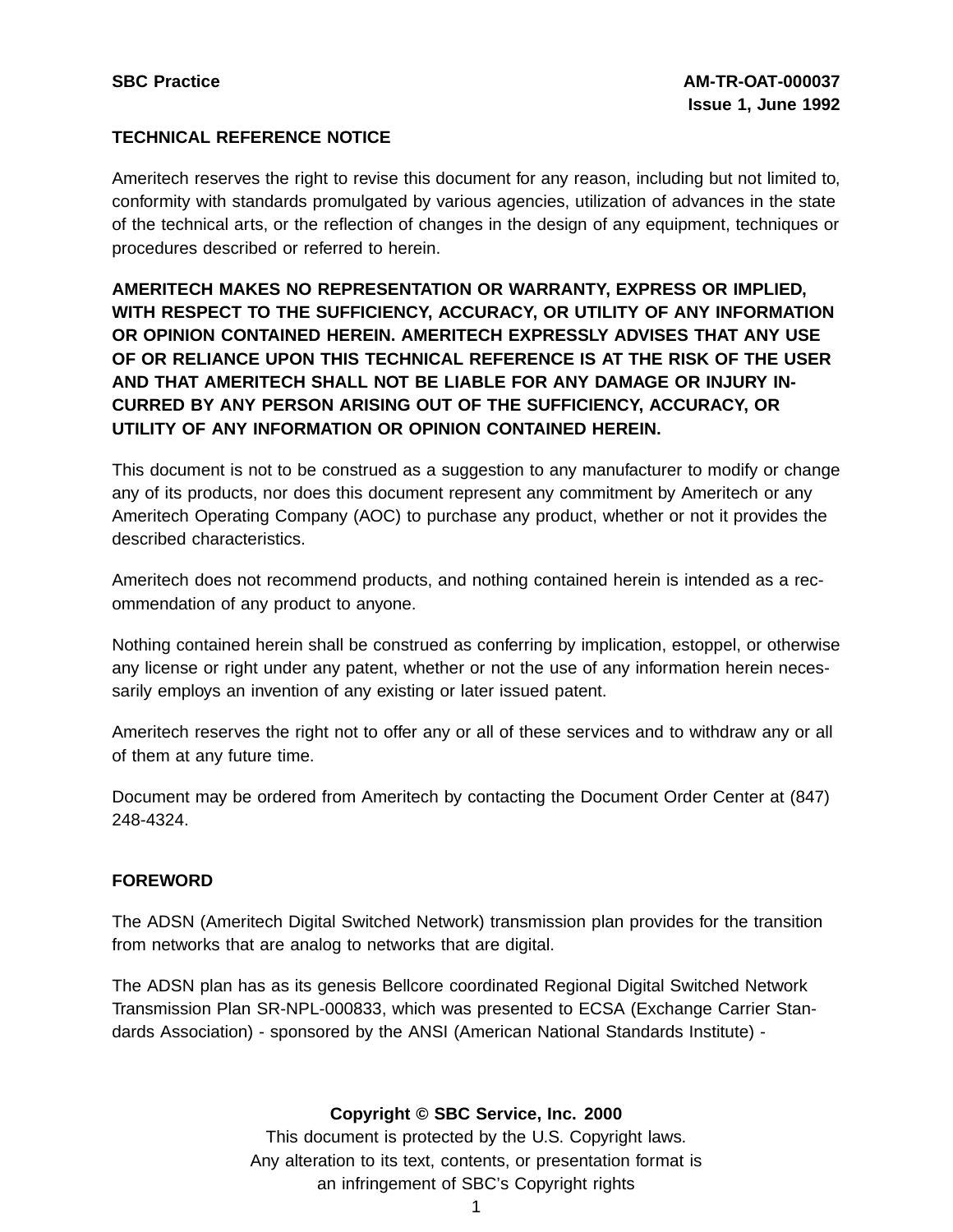## TECHNICAL REFERENCE NOTICE

Ameritech reserves the right to revise this document for any reason, including but not limited to, conformity with standards promulgated by various agencies, utilization of advances in the state of the technical arts, or the reflection of changes in the design of any equipment, techniques or procedures described or referred to herein.

**AMERITECH MAKES NO REPRESENTATION OR WARRANTY, EXPRESS OR IMPLIED, WITH RESPECT TO THE SUFFICIENCY, ACCURACY, OR UTILITY OF ANY INFORMATION OR OPINION CONTAINED HEREIN. AMERITECH EXPRESSLY ADVISES THAT ANY USE OF OR RELIANCE UPON THIS TECHNICAL REFERENCE IS AT THE RISK OF THE USER AND THAT AMERITECH SHALL NOT BE LIABLE FOR ANY DAMAGE OR INJURY INCURRED BY ANY PERSON ARISING OUT OF THE SUFFICIENCY, ACCURACY, OR UTILITY OF ANY INFORMATION OR OPINION CONTAINED HEREIN.**

This document is not to be construed as a suggestion to any manufacturer to modify or change any of its products, nor does this document represent any commitment by Ameritech or any Ameritech Operating Company (AOC) to purchase any product, whether or not it provides the described characteristics.

Ameritech does not recommend products, and nothing contained herein is intended as a recommendation of any product to anyone.

Nothing contained herein shall be construed as conferring by implication, estoppel, or otherwise any license or right under any patent, whether or not the use of any information herein necessarily employs an invention of any existing or later issued patent.

Ameritech reserves the right not to offer any or all of these services and to withdraw any or all of them at any future time.

Document may be ordered from Ameritech by contacting the Document Order Center at (847) 248-4324.

## FOREWORD

The ADSN (Ameritech Digital Switched Network) transmission plan provides for the transition from networks that are analog to networks that are digital.

The ADSN plan has as its genesis Bellcore coordinated Regional Digital Switched Network Transmission Plan SR-NPL-000833, which was presented to ECSA (Exchange Carrier Standards Association) - sponsored by the ANSI (American National Standards Institute) -

**Copyright © SBC Service, Inc. 2000**
This document is protected by the U.S. Copyright laws.
Any alteration to its text, contents, or presentation format is
an infringement of SBC's Copyright rights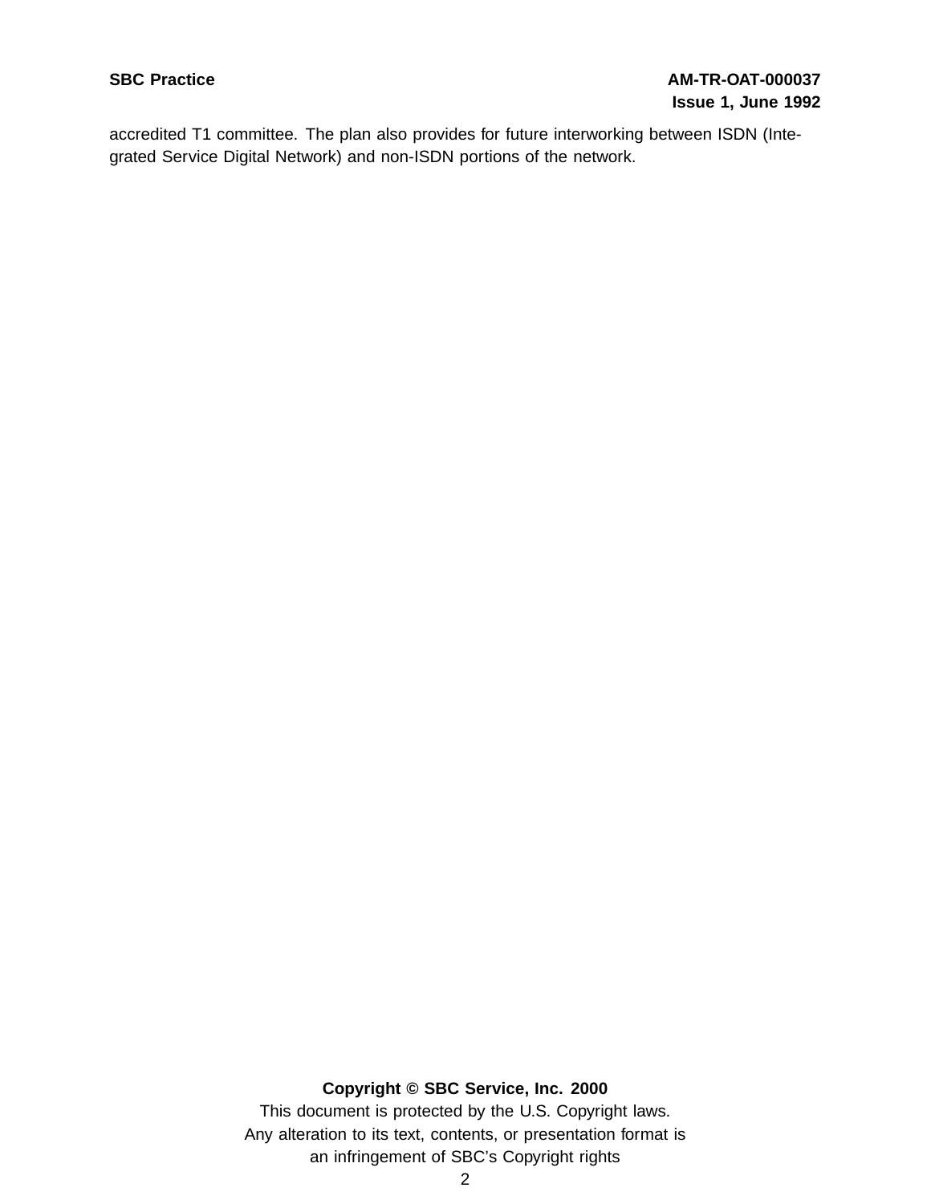accredited T1 committee. The plan also provides for future interworking between ISDN (Integrated Service Digital Network) and non-ISDN portions of the network.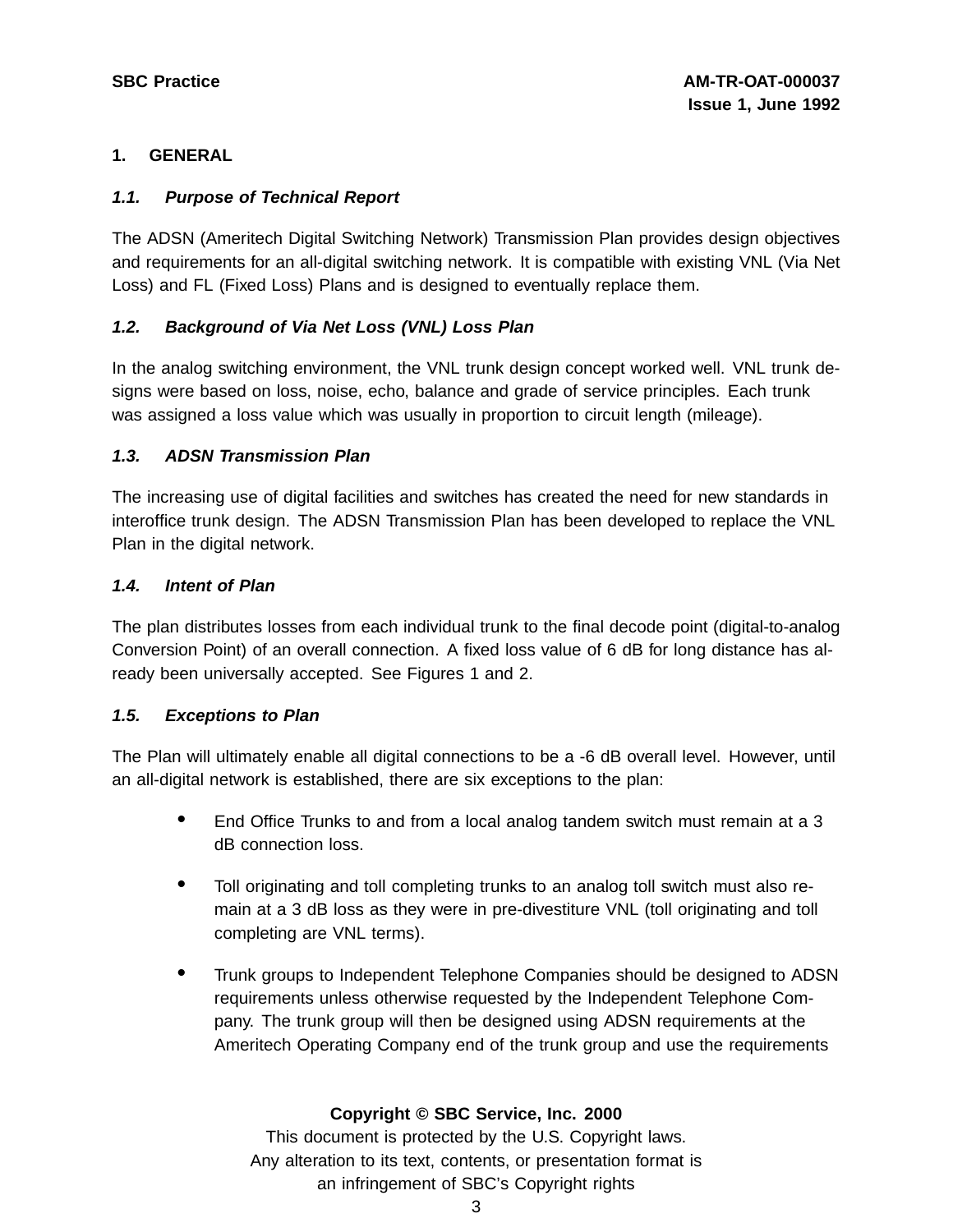## 1. GENERAL

### *1.1. Purpose of Technical Report*

The ADSN (Ameritech Digital Switching Network) Transmission Plan provides design objectives and requirements for an all-digital switching network. It is compatible with existing VNL (Via Net Loss) and FL (Fixed Loss) Plans and is designed to eventually replace them.

### *1.2. Background of Via Net Loss (VNL) Loss Plan*

In the analog switching environment, the VNL trunk design concept worked well. VNL trunk designs were based on loss, noise, echo, balance and grade of service principles. Each trunk was assigned a loss value which was usually in proportion to circuit length (mileage).

### *1.3. ADSN Transmission Plan*

The increasing use of digital facilities and switches has created the need for new standards in interoffice trunk design. The ADSN Transmission Plan has been developed to replace the VNL Plan in the digital network.

### *1.4. Intent of Plan*

The plan distributes losses from each individual trunk to the final decode point (digital-to-analog Conversion Point) of an overall connection. A fixed loss value of 6 dB for long distance has already been universally accepted. See Figures 1 and 2.

### *1.5. Exceptions to Plan*

The Plan will ultimately enable all digital connections to be a -6 dB overall level. However, until an all-digital network is established, there are six exceptions to the plan:

- End Office Trunks to and from a local analog tandem switch must remain at a 3 dB connection loss.
- Toll originating and toll completing trunks to an analog toll switch must also remain at a 3 dB loss as they were in pre-divestiture VNL (toll originating and toll completing are VNL terms).
- Trunk groups to Independent Telephone Companies should be designed to ADSN requirements unless otherwise requested by the Independent Telephone Company. The trunk group will then be designed using ADSN requirements at the Ameritech Operating Company end of the trunk group and use the requirements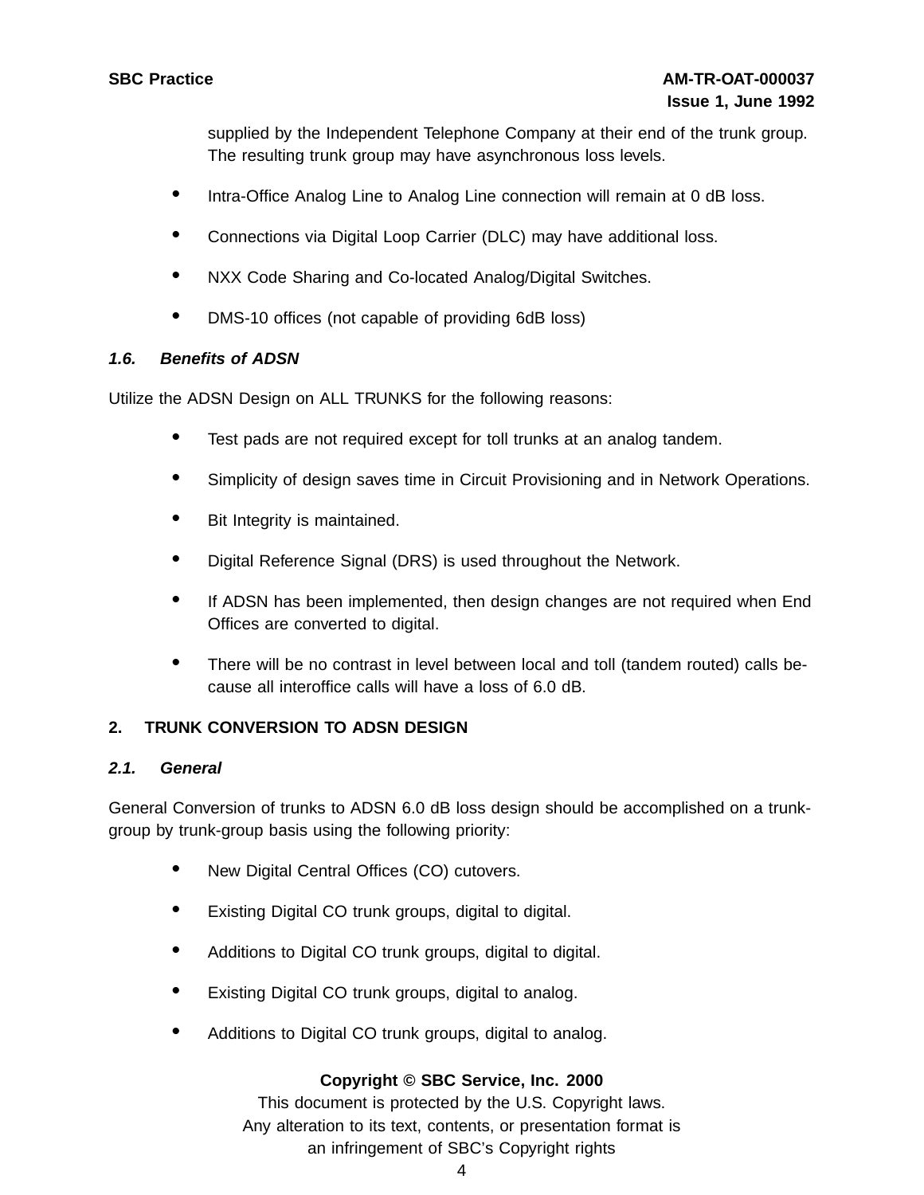supplied by the Independent Telephone Company at their end of the trunk group. The resulting trunk group may have asynchronous loss levels.

- Intra-Office Analog Line to Analog Line connection will remain at 0 dB loss.
- Connections via Digital Loop Carrier (DLC) may have additional loss.
- NXX Code Sharing and Co-located Analog/Digital Switches.
- DMS-10 offices (not capable of providing 6dB loss)

### *1.6. Benefits of ADSN*

Utilize the ADSN Design on ALL TRUNKS for the following reasons:

- Test pads are not required except for toll trunks at an analog tandem.
- Simplicity of design saves time in Circuit Provisioning and in Network Operations.
- Bit Integrity is maintained.
- Digital Reference Signal (DRS) is used throughout the Network.
- If ADSN has been implemented, then design changes are not required when End Offices are converted to digital.
- There will be no contrast in level between local and toll (tandem routed) calls because all interoffice calls will have a loss of 6.0 dB.

## 2. TRUNK CONVERSION TO ADSN DESIGN

### *2.1. General*

General Conversion of trunks to ADSN 6.0 dB loss design should be accomplished on a trunk-group by trunk-group basis using the following priority:

- New Digital Central Offices (CO) cutovers.
- Existing Digital CO trunk groups, digital to digital.
- Additions to Digital CO trunk groups, digital to digital.
- Existing Digital CO trunk groups, digital to analog.
- Additions to Digital CO trunk groups, digital to analog.

**Copyright © SBC Service, Inc. 2000**
This document is protected by the U.S. Copyright laws.
Any alteration to its text, contents, or presentation format is
an infringement of SBC's Copyright rights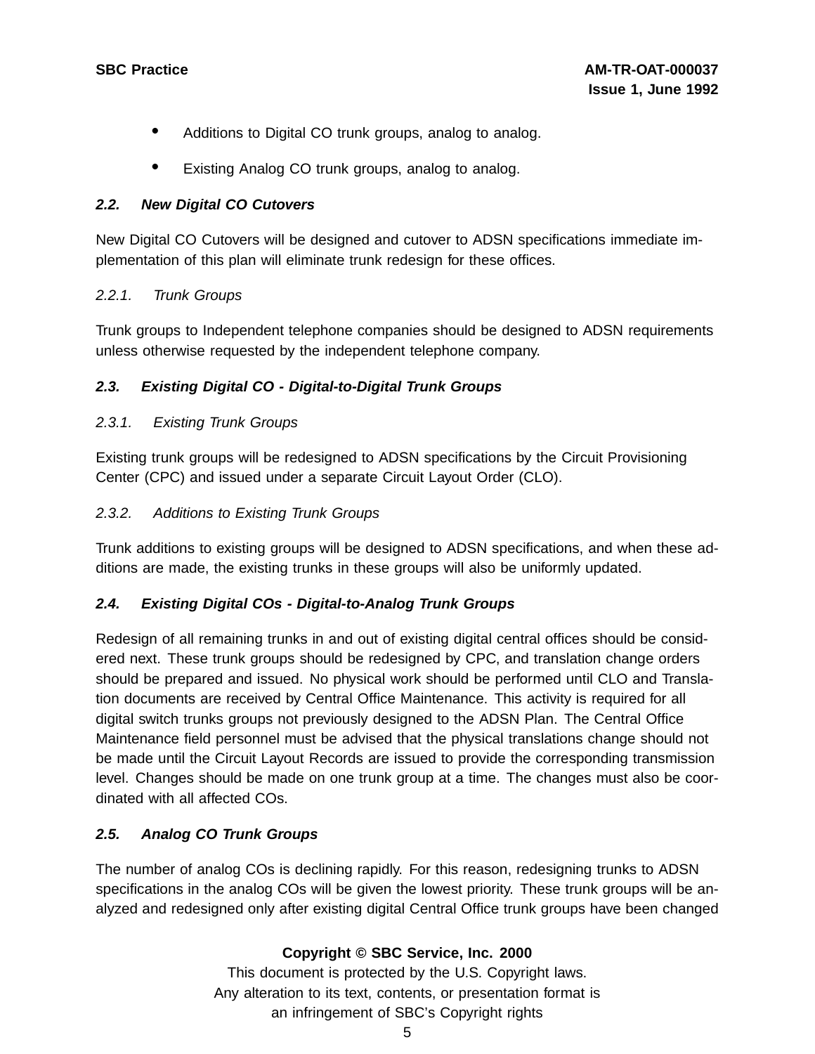- Additions to Digital CO trunk groups, analog to analog.
- Existing Analog CO trunk groups, analog to analog.

## *2.2. New Digital CO Cutovers*

New Digital CO Cutovers will be designed and cutover to ADSN specifications immediate implementation of this plan will eliminate trunk redesign for these offices.

### *2.2.1. Trunk Groups*

Trunk groups to Independent telephone companies should be designed to ADSN requirements unless otherwise requested by the independent telephone company.

## *2.3. Existing Digital CO - Digital-to-Digital Trunk Groups*

### *2.3.1. Existing Trunk Groups*

Existing trunk groups will be redesigned to ADSN specifications by the Circuit Provisioning Center (CPC) and issued under a separate Circuit Layout Order (CLO).

### *2.3.2. Additions to Existing Trunk Groups*

Trunk additions to existing groups will be designed to ADSN specifications, and when these additions are made, the existing trunks in these groups will also be uniformly updated.

## *2.4. Existing Digital COs - Digital-to-Analog Trunk Groups*

Redesign of all remaining trunks in and out of existing digital central offices should be considered next. These trunk groups should be redesigned by CPC, and translation change orders should be prepared and issued. No physical work should be performed until CLO and Translation documents are received by Central Office Maintenance. This activity is required for all digital switch trunks groups not previously designed to the ADSN Plan. The Central Office Maintenance field personnel must be advised that the physical translations change should not be made until the Circuit Layout Records are issued to provide the corresponding transmission level. Changes should be made on one trunk group at a time. The changes must also be coordinated with all affected COs.

## *2.5. Analog CO Trunk Groups*

The number of analog COs is declining rapidly. For this reason, redesigning trunks to ADSN specifications in the analog COs will be given the lowest priority. These trunk groups will be analyzed and redesigned only after existing digital Central Office trunk groups have been changed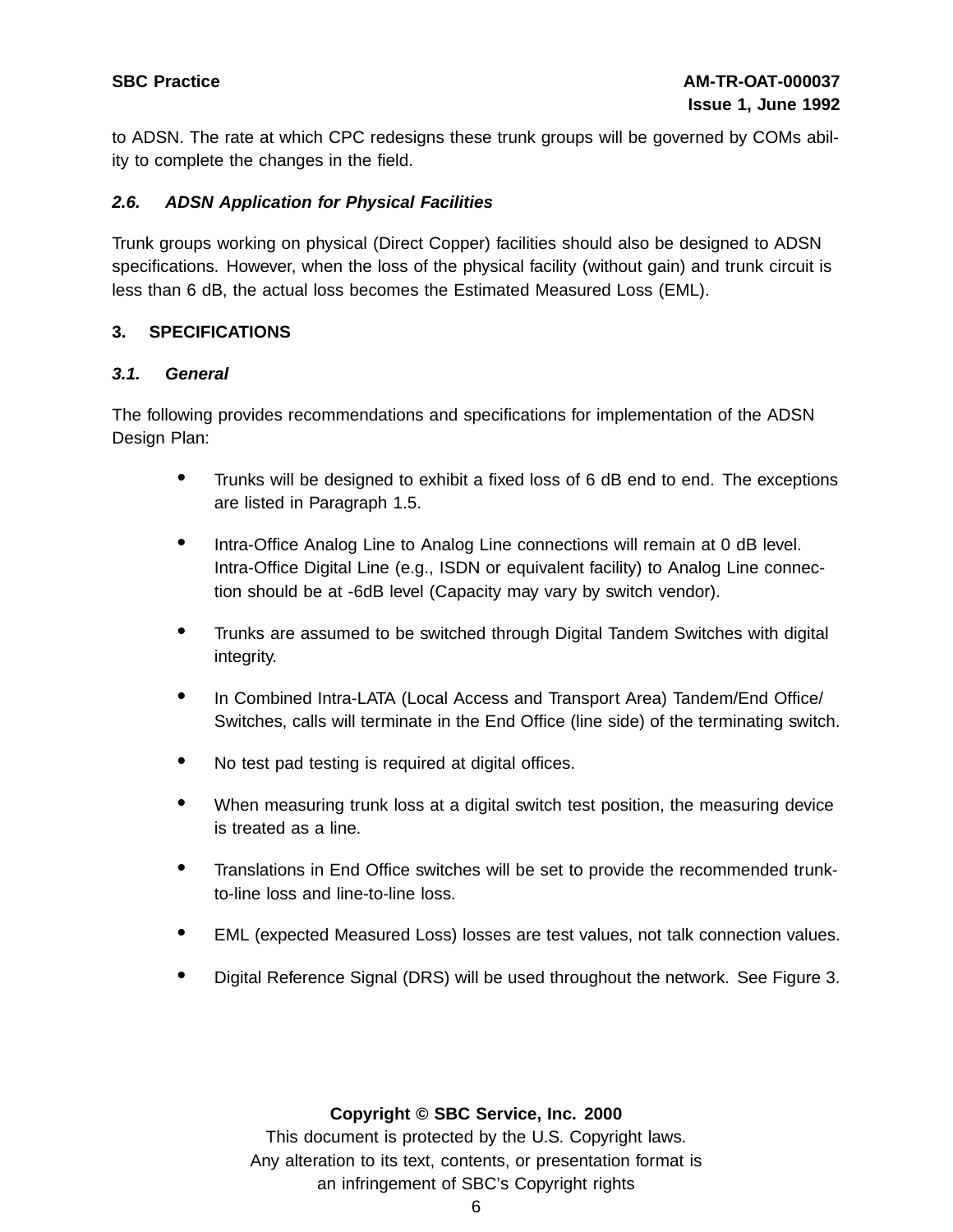to ADSN. The rate at which CPC redesigns these trunk groups will be governed by COMs ability to complete the changes in the field.

### *2.6. ADSN Application for Physical Facilities*

Trunk groups working on physical (Direct Copper) facilities should also be designed to ADSN specifications. However, when the loss of the physical facility (without gain) and trunk circuit is less than 6 dB, the actual loss becomes the Estimated Measured Loss (EML).

## 3. SPECIFICATIONS

### *3.1. General*

The following provides recommendations and specifications for implementation of the ADSN Design Plan:

- Trunks will be designed to exhibit a fixed loss of 6 dB end to end. The exceptions are listed in Paragraph 1.5.
- Intra-Office Analog Line to Analog Line connections will remain at 0 dB level. Intra-Office Digital Line (e.g., ISDN or equivalent facility) to Analog Line connection should be at -6dB level (Capacity may vary by switch vendor).
- Trunks are assumed to be switched through Digital Tandem Switches with digital integrity.
- In Combined Intra-LATA (Local Access and Transport Area) Tandem/End Office/ Switches, calls will terminate in the End Office (line side) of the terminating switch.
- No test pad testing is required at digital offices.
- When measuring trunk loss at a digital switch test position, the measuring device is treated as a line.
- Translations in End Office switches will be set to provide the recommended trunk-to-line loss and line-to-line loss.
- EML (expected Measured Loss) losses are test values, not talk connection values.
- Digital Reference Signal (DRS) will be used throughout the network. See Figure 3.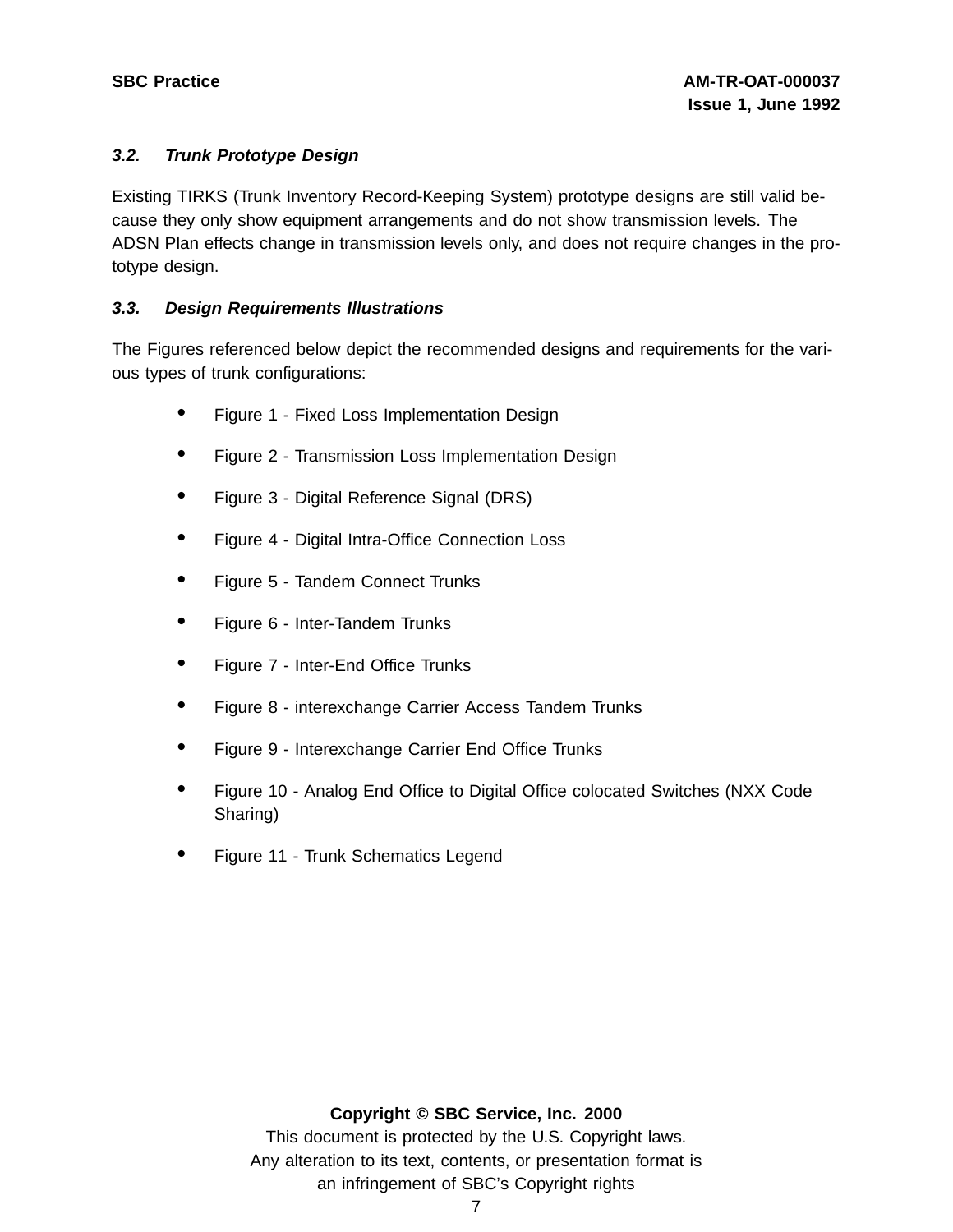### 3.2. *Trunk Prototype Design*

Existing TIRKS (Trunk Inventory Record-Keeping System) prototype designs are still valid because they only show equipment arrangements and do not show transmission levels. The ADSN Plan effects change in transmission levels only, and does not require changes in the prototype design.

### 3.3. *Design Requirements Illustrations*

The Figures referenced below depict the recommended designs and requirements for the various types of trunk configurations:

- Figure 1 - Fixed Loss Implementation Design
- Figure 2 - Transmission Loss Implementation Design
- Figure 3 - Digital Reference Signal (DRS)
- Figure 4 - Digital Intra-Office Connection Loss
- Figure 5 - Tandem Connect Trunks
- Figure 6 - Inter-Tandem Trunks
- Figure 7 - Inter-End Office Trunks
- Figure 8 - interexchange Carrier Access Tandem Trunks
- Figure 9 - Interexchange Carrier End Office Trunks
- Figure 10 - Analog End Office to Digital Office colocated Switches (NXX Code Sharing)
- Figure 11 - Trunk Schematics Legend

**Copyright © SBC Service, Inc. 2000**

This document is protected by the U.S. Copyright laws.
Any alteration to its text, contents, or presentation format is an infringement of SBC's Copyright rights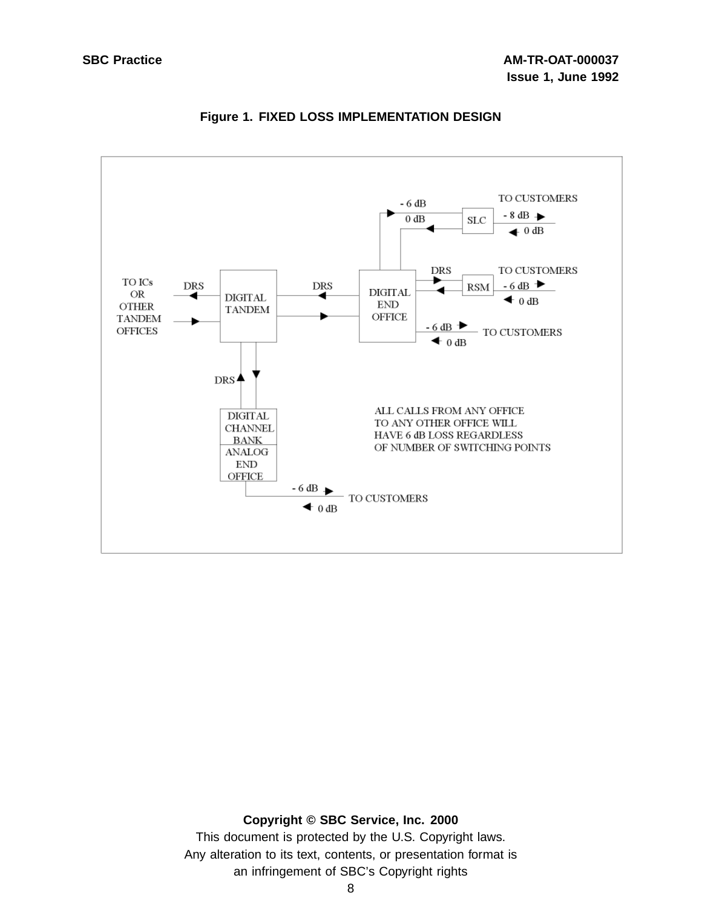Figure 1. FIXED LOSS IMPLEMENTATION DESIGN

TO ICs OR OTHER TANDEM OFFICES

DRS

DIGITAL TANDEM

DRS

DIGITAL END OFFICE

- 6 dB

0 dB

SLC

TO CUSTOMERS

- 8 dB

0 dB

DRS

RSM

TO CUSTOMERS

- 6 dB

0 dB

- 6 dB

TO CUSTOMERS

0 dB

DRS

DIGITAL CHANNEL BANK

ANALOG END OFFICE

- 6 dB

TO CUSTOMERS

0 dB

ALL CALLS FROM ANY OFFICE TO ANY OTHER OFFICE WILL HAVE 6 dB LOSS REGARDLESS OF NUMBER OF SWITCHING POINTS

Copyright © SBC Service, Inc. 2000

This document is protected by the U.S. Copyright laws.

Any alteration to its text, contents, or presentation format is an infringement of SBC's Copyright rights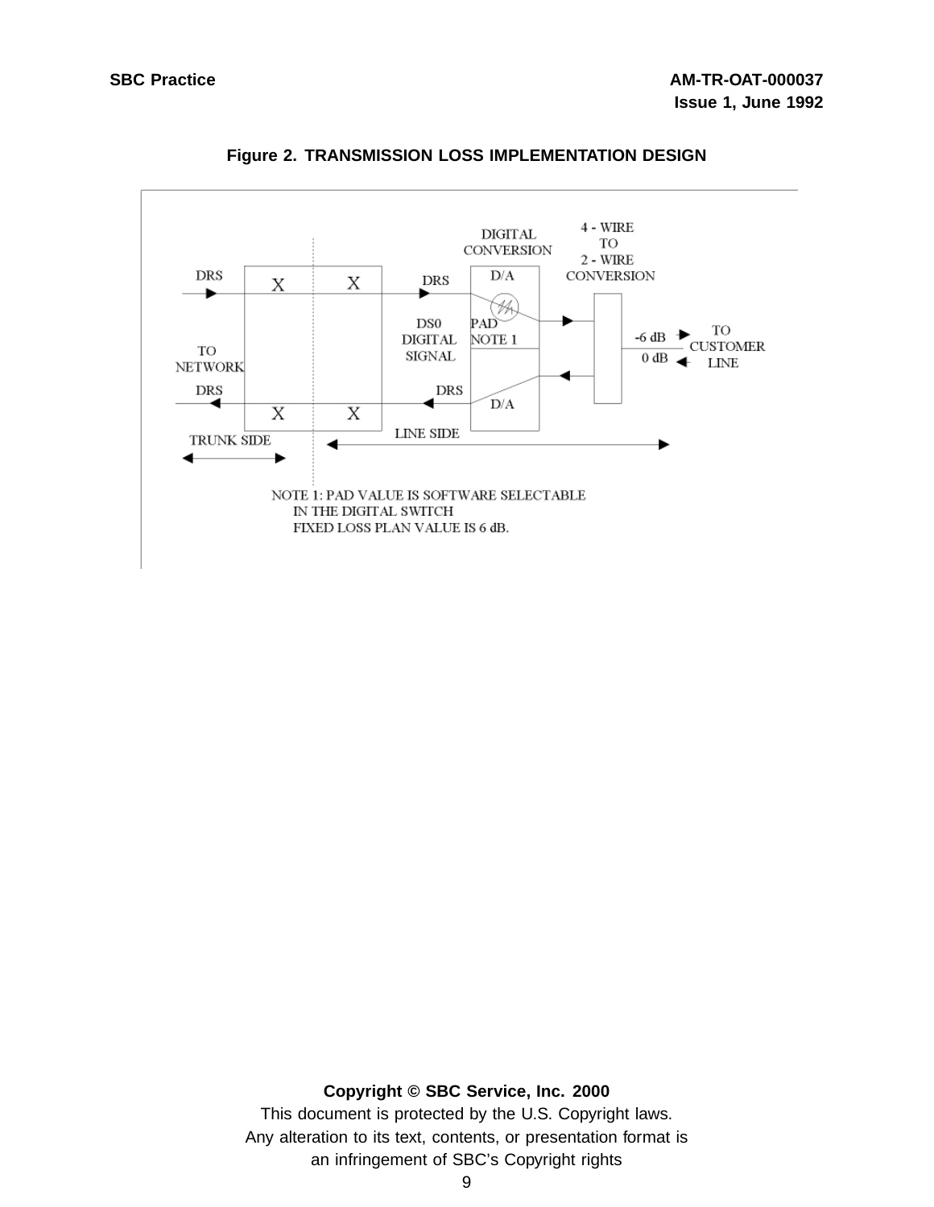**Figure 2. TRANSMISSION LOSS IMPLEMENTATION DESIGN**

DRS

X X

DRS

DIGITAL CONVERSION

D/A

4 - WIRE TO 2 - WIRE CONVERSION

DS0 DIGITAL SIGNAL

PAD NOTE 1

-6 dB

0 dB

TO CUSTOMER LINE

TO NETWORK

DRS

X X

DRS

D/A

TRUNK SIDE

LINE SIDE

NOTE 1: PAD VALUE IS SOFTWARE SELECTABLE IN THE DIGITAL SWITCH FIXED LOSS PLAN VALUE IS 6 dB.

**Copyright © SBC Service, Inc. 2000**

This document is protected by the U.S. Copyright laws.
Any alteration to its text, contents, or presentation format is an infringement of SBC's Copyright rights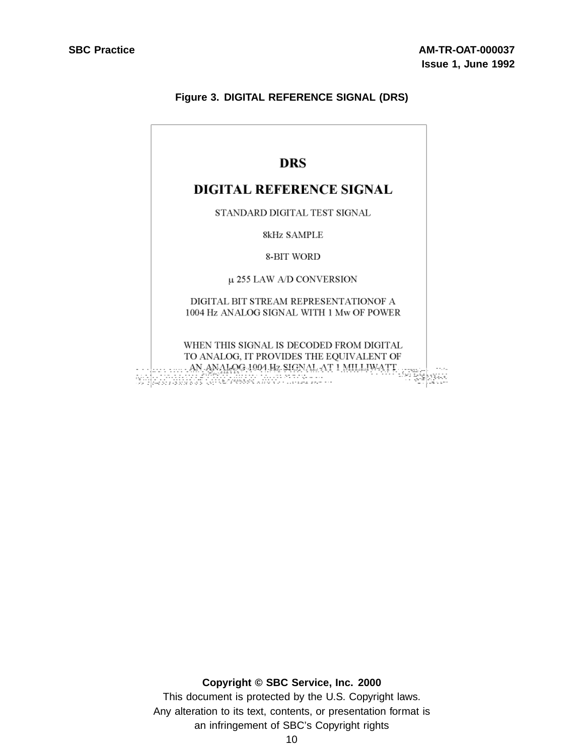Figure 3. DIGITAL REFERENCE SIGNAL (DRS)

**DRS**

**DIGITAL REFERENCE SIGNAL**

STANDARD DIGITAL TEST SIGNAL

8kHz SAMPLE

8-BIT WORD

μ 255 LAW A/D CONVERSION

DIGITAL BIT STREAM REPRESENTATIONOF A
1004 Hz ANALOG SIGNAL WITH 1 Mw OF POWER

WHEN THIS SIGNAL IS DECODED FROM DIGITAL
TO ANALOG, IT PROVIDES THE EQUIVALENT OF
AN ANALOG 1004 Hz SIGNAL AT 1 MILLIWATT

**Copyright © SBC Service, Inc. 2000**
This document is protected by the U.S. Copyright laws.
Any alteration to its text, contents, or presentation format is
an infringement of SBC's Copyright rights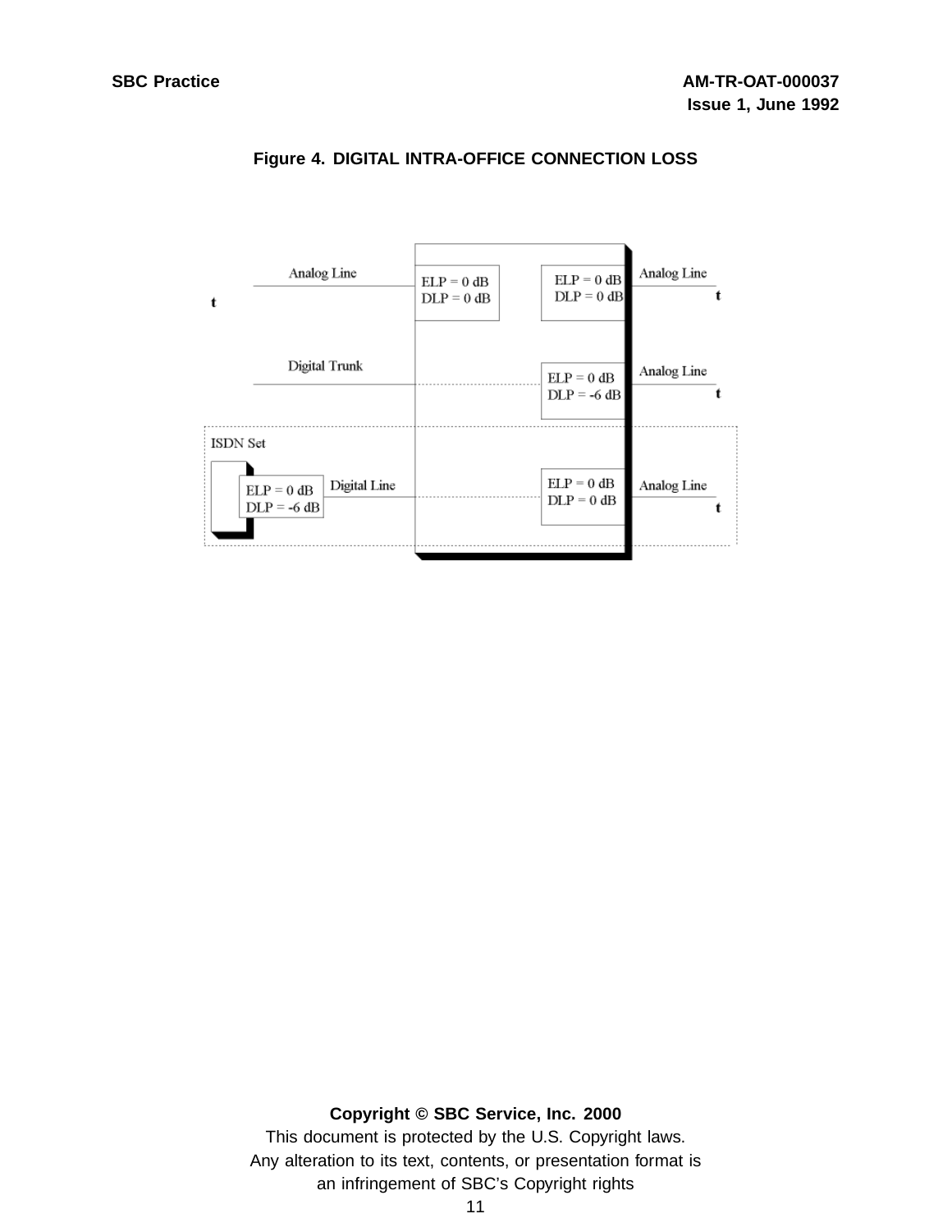Figure 4. DIGITAL INTRA-OFFICE CONNECTION LOSS

Analog Line

t

ELP = 0 dB
DLP = 0 dB

ELP = 0 dB
DLP = 0 dB

Analog Line

t

Digital Trunk

ELP = 0 dB
DLP = -6 dB

Analog Line

t

ISDN Set

ELP = 0 dB
DLP = -6 dB

Digital Line

ELP = 0 dB
DLP = 0 dB

Analog Line

t

**Copyright © SBC Service, Inc. 2000**

This document is protected by the U.S. Copyright laws.
Any alteration to its text, contents, or presentation format is an infringement of SBC's Copyright rights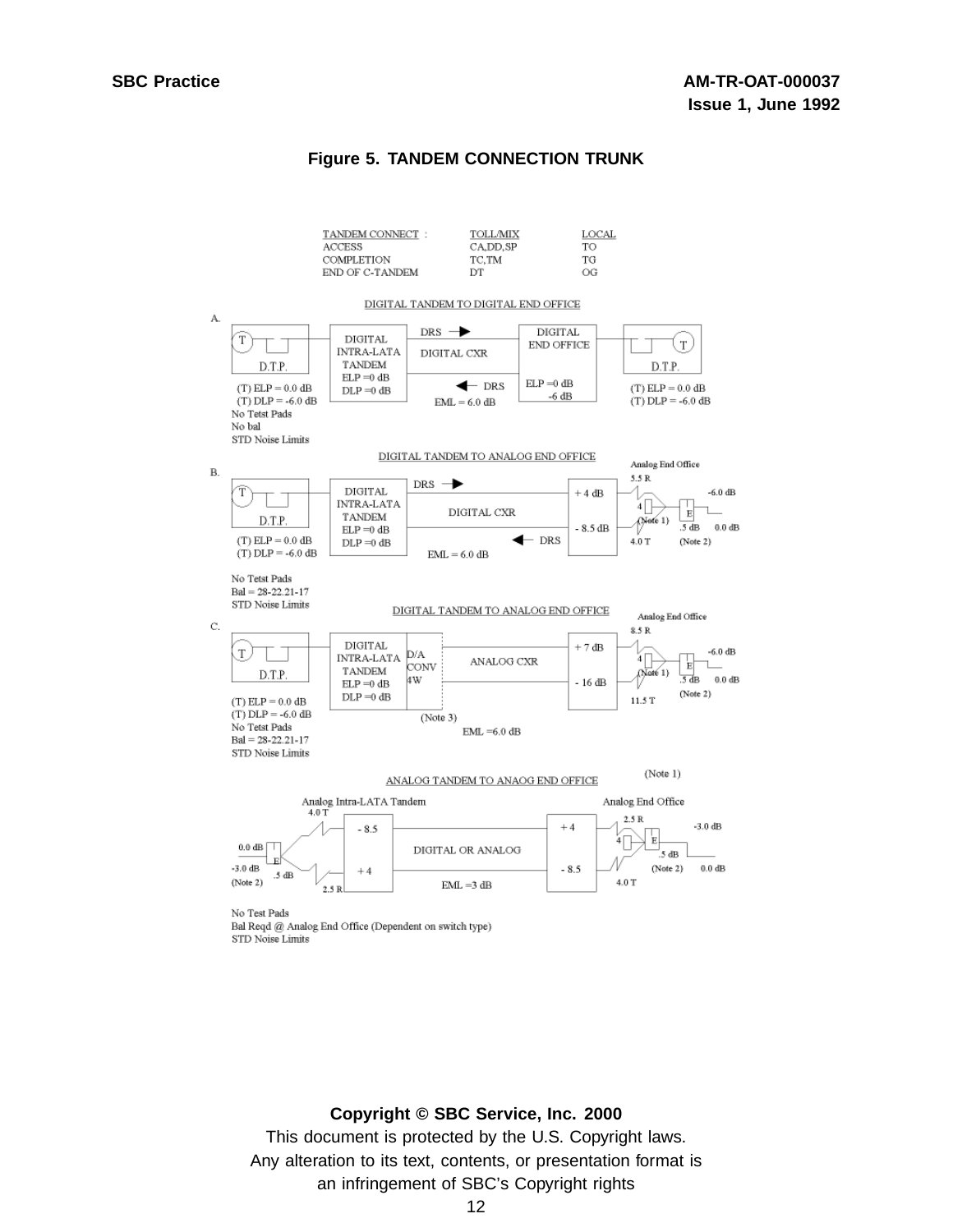# Figure 5. TANDEM CONNECTION TRUNK

| TANDEM CONNECT : | TOLL/MIX | LOCAL |
|---|---|---|
| ACCESS | CA,DD,SP | TO |
| COMPLETION | TC,TM | TG |
| END OF C-TANDEM | DT | OG |

A. DIGITAL TANDEM TO DIGITAL END OFFICE

T — D.T.P. — DIGITAL INTRA-LATA TANDEM ELP =0 dB DLP =0 dB — DRS → DIGITAL CXR ← DRS — DIGITAL END OFFICE ELP =0 dB -6 dB — D.T.P. — T

(T) ELP = 0.0 dB
(T) DLP = -6.0 dB
No Tetst Pads
No bal
STD Noise Limits

EML = 6.0 dB

(T) ELP = 0.0 dB
(T) DLP = -6.0 dB

B. DIGITAL TANDEM TO ANALOG END OFFICE

T — D.T.P. — DIGITAL INTRA-LATA TANDEM ELP =0 dB DLP =0 dB — DRS → DIGITAL CXR ← DRS — + 4 dB / - 8.5 dB — Analog End Office 5.5 R, 4.0 T, 4 (Note 1), E, .5 dB, -6.0 dB, 0.0 dB (Note 2)

(T) ELP = 0.0 dB
(T) DLP = -6.0 dB

EML = 6.0 dB

No Tetst Pads
Bal = 28-22.21-17
STD Noise Limits

C. DIGITAL TANDEM TO ANALOG END OFFICE

T — D.T.P. — DIGITAL INTRA-LATA TANDEM ELP =0 dB DLP =0 dB — D/A CONV 4W (Note 3) — ANALOG CXR — + 7 dB / - 16 dB — Analog End Office 8.5 R, 11.5 T, 4 (Note 1), E, .5 dB, -6.0 dB, 0.0 dB (Note 2)

(T) ELP = 0.0 dB
(T) DLP = -6.0 dB
No Tetst Pads
Bal = 28-22.21-17
STD Noise Limits

EML =6.0 dB

ANALOG TANDEM TO ANAOG END OFFICE (Note 1)

Analog Intra-LATA Tandem: 4.0 T, 2.5 R, 0.0 dB, -3.0 dB (Note 2), E, .5 dB — - 8.5 / + 4 — DIGITAL OR ANALOG — + 4 / - 8.5 — Analog End Office: 2.5 R, 4.0 T, 4, E, .5 dB, -3.0 dB, 0.0 dB (Note 2)

EML =3 dB

No Test Pads
Bal Reqd @ Analog End Office (Dependent on switch type)
STD Noise Limits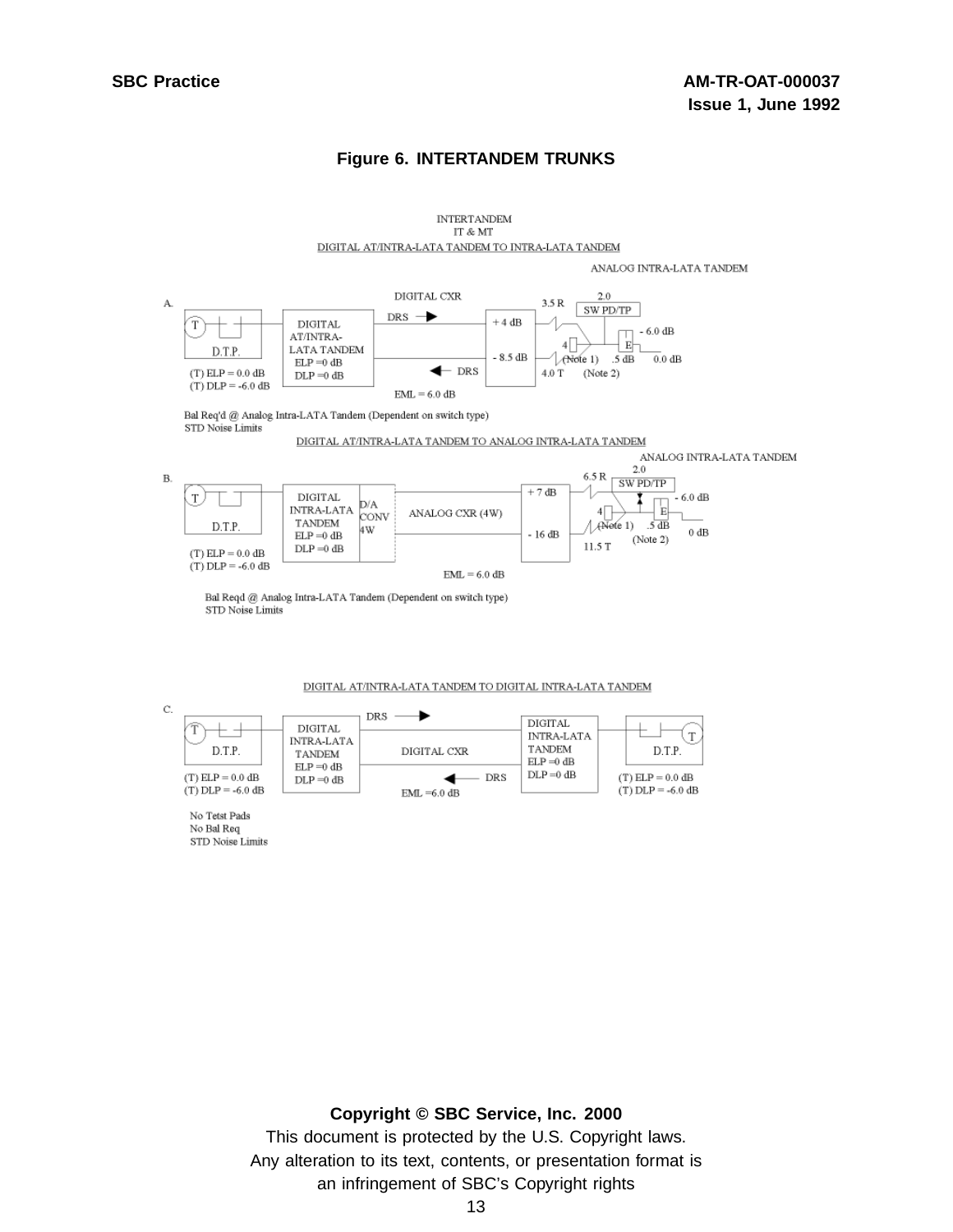## Figure 6. INTERTANDEM TRUNKS

INTERTANDEM
IT & MT

DIGITAL AT/INTRA-LATA TANDEM TO INTRA-LATA TANDEM

ANALOG INTRA-LATA TANDEM

A.

T — D.T.P.
(T) ELP = 0.0 dB
(T) DLP = -6.0 dB

DIGITAL AT/INTRA-LATA TANDEM
ELP =0 dB
DLP =0 dB

DIGITAL CXR
DRS →
← DRS
EML = 6.0 dB

+ 4 dB
- 8.5 dB

3.5 R
4.0 T

2.0
SW PD/TP
4 (Note 1)
E
.5 dB (Note 2)
- 6.0 dB
0.0 dB

Bal Req'd @ Analog Intra-LATA Tandem (Dependent on switch type)
STD Noise Limits

DIGITAL AT/INTRA-LATA TANDEM TO ANALOG INTRA-LATA TANDEM

ANALOG INTRA-LATA TANDEM

B.

T — D.T.P.
(T) ELP = 0.0 dB
(T) DLP = -6.0 dB

DIGITAL INTRA-LATA TANDEM
ELP =0 dB
DLP =0 dB

D/A CONV 4W

ANALOG CXR (4W)
EML = 6.0 dB

+ 7 dB
- 16 dB

6.5 R
11.5 T

2.0
SW PD/TP
4 (Note 1)
E
.5 dB (Note 2)
- 6.0 dB
0 dB

Bal Reqd @ Analog Intra-LATA Tandem (Dependent on switch type)
STD Noise Limits

DIGITAL AT/INTRA-LATA TANDEM TO DIGITAL INTRA-LATA TANDEM

C.

T — D.T.P.
(T) ELP = 0.0 dB
(T) DLP = -6.0 dB

DIGITAL INTRA-LATA TANDEM
ELP =0 dB
DLP =0 dB

DRS →
DIGITAL CXR
← DRS
EML =6.0 dB

DIGITAL INTRA-LATA TANDEM
ELP =0 dB
DLP =0 dB

D.T.P. — T
(T) ELP = 0.0 dB
(T) DLP = -6.0 dB

No Tetst Pads
No Bal Req
STD Noise Limits

**Copyright © SBC Service, Inc. 2000**
This document is protected by the U.S. Copyright laws.
Any alteration to its text, contents, or presentation format is an infringement of SBC's Copyright rights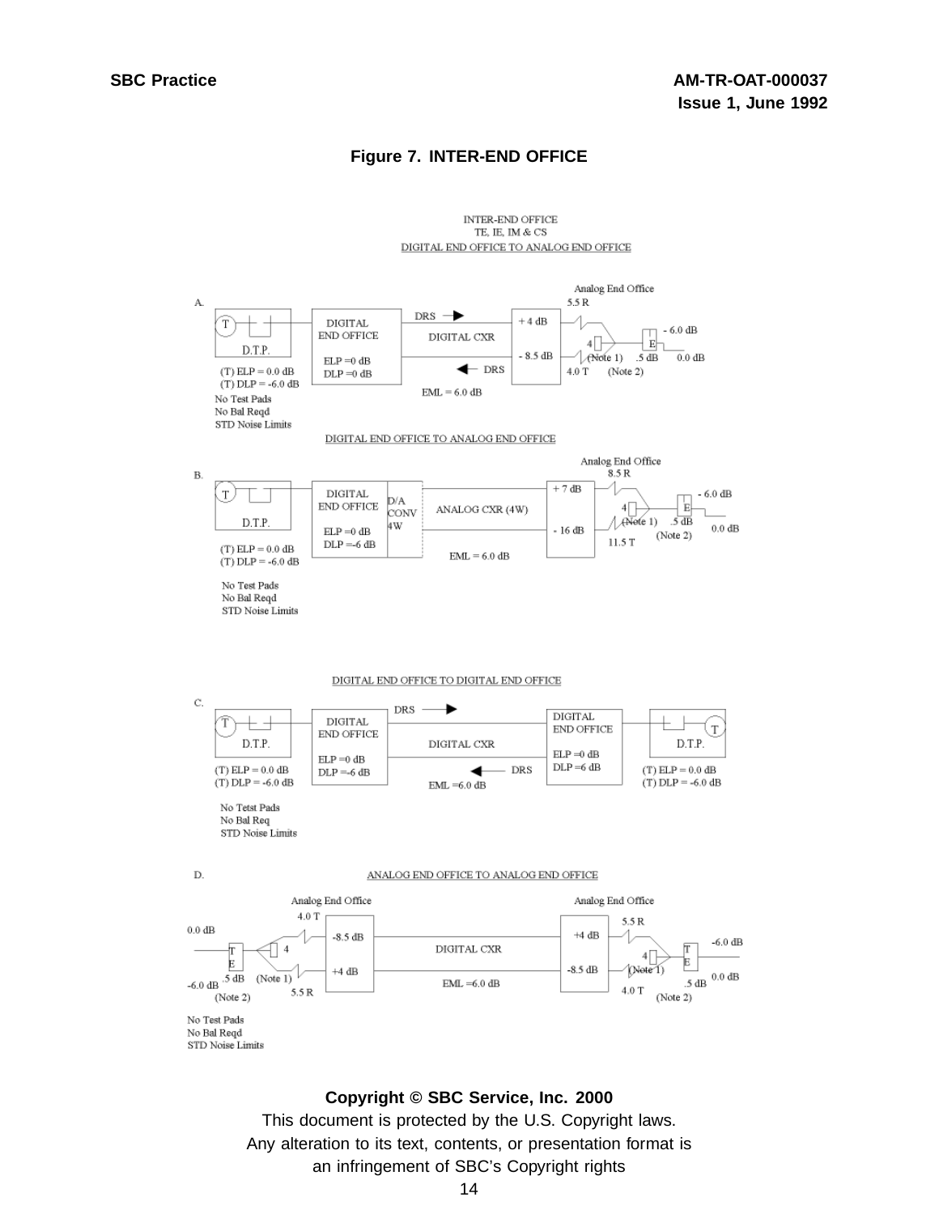## Figure 7. INTER-END OFFICE

INTER-END OFFICE
TE, IE, IM & CS
DIGITAL END OFFICE TO ANALOG END OFFICE

A.

T — D.T.P.
(T) ELP = 0.0 dB
(T) DLP = -6.0 dB
No Test Pads
No Bal Reqd
STD Noise Limits

DIGITAL END OFFICE
ELP =0 dB
DLP =0 dB

DRS → DIGITAL CXR ← DRS
EML = 6.0 dB

+ 4 dB
- 8.5 dB

Analog End Office
5.5 R
4.0 T
4 (Note 1) .5 dB (Note 2) E
- 6.0 dB
0.0 dB

DIGITAL END OFFICE TO ANALOG END OFFICE

B.

T — D.T.P.
(T) ELP = 0.0 dB
(T) DLP = -6.0 dB
No Test Pads
No Bal Reqd
STD Noise Limits

DIGITAL END OFFICE
ELP =0 dB
DLP =-6 dB

D/A CONV 4W
ANALOG CXR (4W)
EML = 6.0 dB

+ 7 dB
- 16 dB

Analog End Office
8.5 R
11.5 T
4 (Note 1) .5 dB (Note 2) E
- 6.0 dB
0.0 dB

DIGITAL END OFFICE TO DIGITAL END OFFICE

C.

T — D.T.P.
(T) ELP = 0.0 dB
(T) DLP = -6.0 dB
No Tetst Pads
No Bal Req
STD Noise Limits

DIGITAL END OFFICE
ELP =0 dB
DLP =-6 dB

DRS → DIGITAL CXR ← DRS
EML =6.0 dB

DIGITAL END OFFICE
ELP =0 dB
DLP =6 dB

D.T.P. — T
(T) ELP = 0.0 dB
(T) DLP = -6.0 dB

D. ANALOG END OFFICE TO ANALOG END OFFICE

Analog End Office
0.0 dB
-6.0 dB
T E .5 dB (Note 2)
4 (Note 1)
4.0 T
5.5 R
-8.5 dB
+4 dB

DIGITAL CXR
EML =6.0 dB

Analog End Office
+4 dB
-8.5 dB
5.5 R
4.0 T
4 (Note 1)
T E .5 dB (Note 2)
-6.0 dB
0.0 dB

No Test Pads
No Bal Reqd
STD Noise Limits

**Copyright © SBC Service, Inc. 2000**
This document is protected by the U.S. Copyright laws.
Any alteration to its text, contents, or presentation format is an infringement of SBC's Copyright rights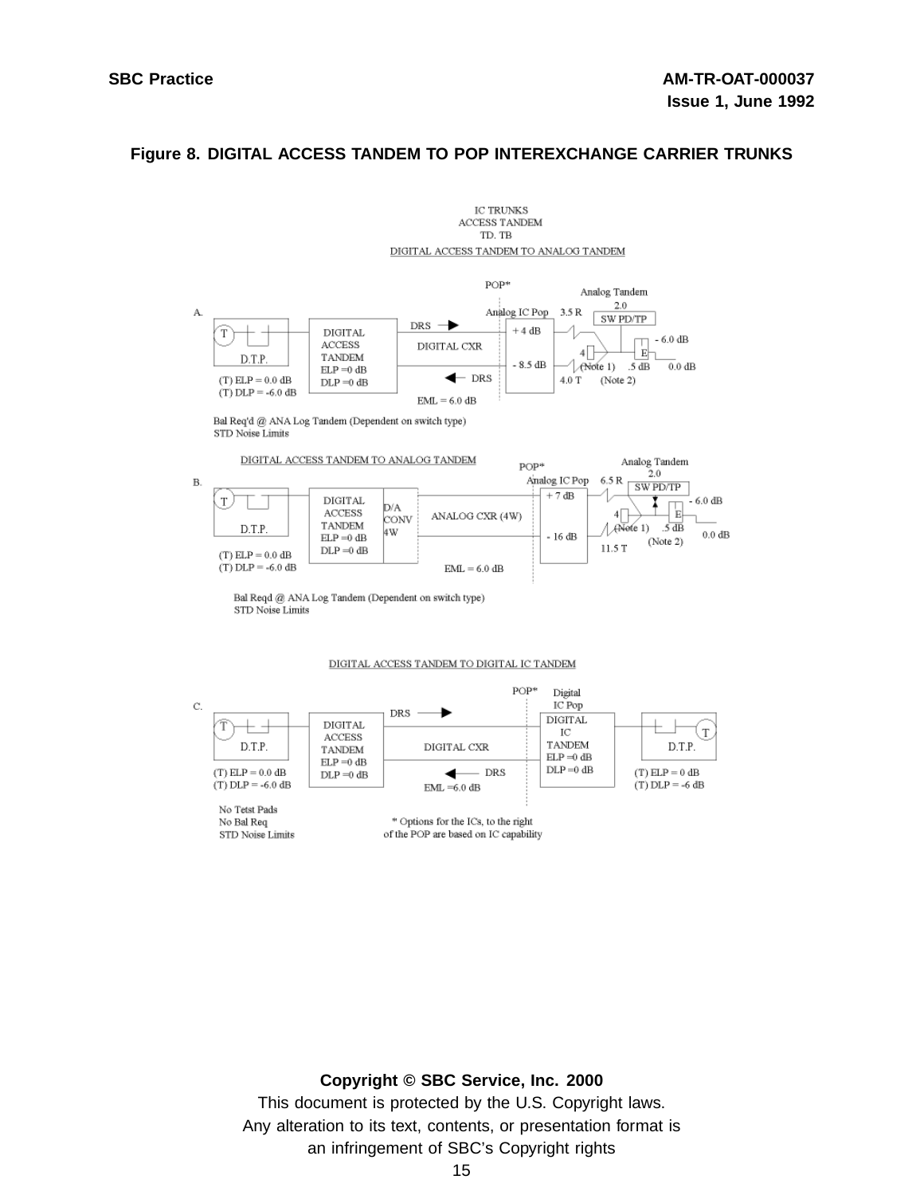**Figure 8. DIGITAL ACCESS TANDEM TO POP INTEREXCHANGE CARRIER TRUNKS**

IC TRUNKS
ACCESS TANDEM
TD. TB

DIGITAL ACCESS TANDEM TO ANALOG TANDEM

A.

POP*

Analog IC Pop 3.5 R

Analog Tandem 2.0 SW PD/TP

T D.T.P.

DIGITAL ACCESS TANDEM ELP =0 dB DLP =0 dB

DRS

DIGITAL CXR

+ 4 dB

- 8.5 dB

DRS

4 (Note 1) .5 dB

E - 6.0 dB 0.0 dB

4.0 T (Note 2)

(T) ELP = 0.0 dB
(T) DLP = -6.0 dB

EML = 6.0 dB

Bal Req'd @ ANA Log Tandem (Dependent on switch type)
STD Noise Limits

DIGITAL ACCESS TANDEM TO ANALOG TANDEM

B.

POP*

Analog IC Pop 6.5 R

Analog Tandem 2.0 SW PD/TP

T D.T.P.

DIGITAL ACCESS TANDEM ELP =0 dB DLP =0 dB

D/A CONV 4W

ANALOG CXR (4W)

+ 7 dB

- 16 dB

4 (Note 1) .5 dB

E - 6.0 dB 0.0 dB

11.5 T (Note 2)

(T) ELP = 0.0 dB
(T) DLP = -6.0 dB

EML = 6.0 dB

Bal Reqd @ ANA Log Tandem (Dependent on switch type)
STD Noise Limits

DIGITAL ACCESS TANDEM TO DIGITAL IC TANDEM

C.

POP*

Digital IC Pop

T D.T.P.

DIGITAL ACCESS TANDEM ELP =0 dB DLP =0 dB

DRS

DIGITAL CXR

DRS

DIGITAL IC TANDEM ELP =0 dB DLP =0 dB

D.T.P. T

(T) ELP = 0.0 dB
(T) DLP = -6.0 dB

EML =6.0 dB

(T) ELP = 0 dB
(T) DLP = -6 dB

No Tetst Pads
No Bal Req
STD Noise Limits

\* Options for the ICs, to the right of the POP are based on IC capability

**Copyright © SBC Service, Inc. 2000**

This document is protected by the U.S. Copyright laws.
Any alteration to its text, contents, or presentation format is an infringement of SBC's Copyright rights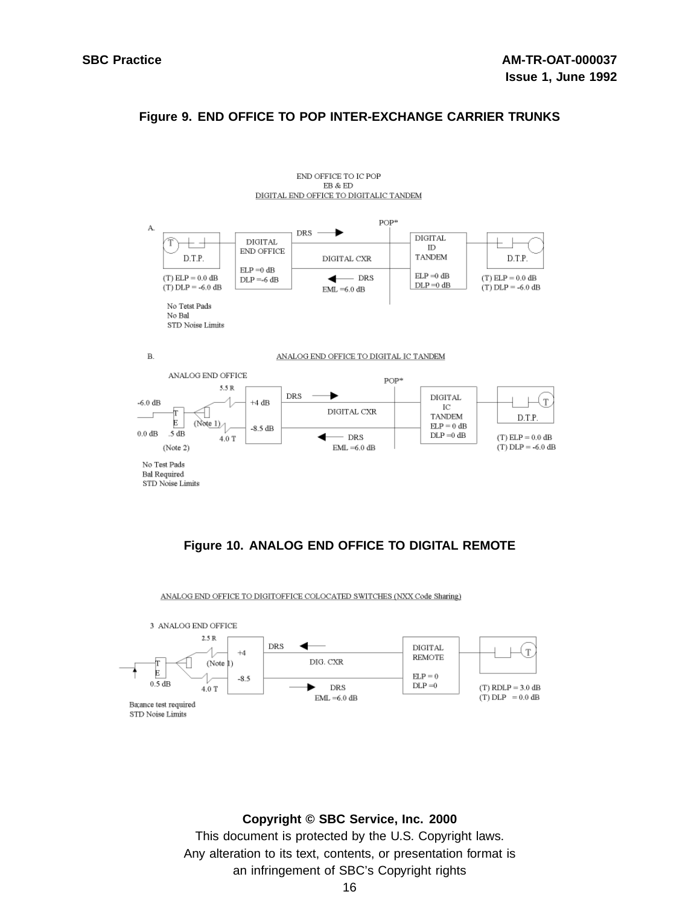**Figure 9. END OFFICE TO POP INTER-EXCHANGE CARRIER TRUNKS**

END OFFICE TO IC POP
EB & ED
DIGITAL END OFFICE TO DIGITALIC TANDEM

A.

D.T.P. — (T) ELP = 0.0 dB, (T) DLP = -6.0 dB

DIGITAL END OFFICE — ELP =0 dB, DLP =-6 dB

DRS → DIGITAL CXR ← DRS, EML =6.0 dB

POP*

DIGITAL ID TANDEM — ELP =0 dB, DLP =0 dB

D.T.P. — (T) ELP = 0.0 dB, (T) DLP = -6.0 dB

No Tetst Pads
No Bal
STD Noise Limits

B. ANALOG END OFFICE TO DIGITAL IC TANDEM

ANALOG END OFFICE — -6.0 dB, 0.0 dB, T E .5 dB (Note 2), (Note 1), 5.5 R, 4.0 T, +4 dB, -8.5 dB

DRS → DIGITAL CXR ← DRS, EML =6.0 dB

POP*

DIGITAL IC TANDEM — ELP = 0 dB, DLP =0 dB

D.T.P. — (T) ELP = 0.0 dB, (T) DLP = -6.0 dB

No Test Pads
Bal Required
STD Noise Limits

**Figure 10. ANALOG END OFFICE TO DIGITAL REMOTE**

ANALOG END OFFICE TO DIGITOFFICE COLOCATED SWITCHES (NXX Code Sharing)

3 ANALOG END OFFICE — T E 0.5 dB, (Note 1), 2.5 R, 4.0 T, +4, -8.5

DRS ← DIG. CXR → DRS, EML =6.0 dB

DIGITAL REMOTE — ELP = 0, DLP =0

(T) RDLP = 3.0 dB
(T) DLP = 0.0 dB

Ba;ance test required
STD Noise Limits

**Copyright © SBC Service, Inc. 2000**
This document is protected by the U.S. Copyright laws.
Any alteration to its text, contents, or presentation format is
an infringement of SBC's Copyright rights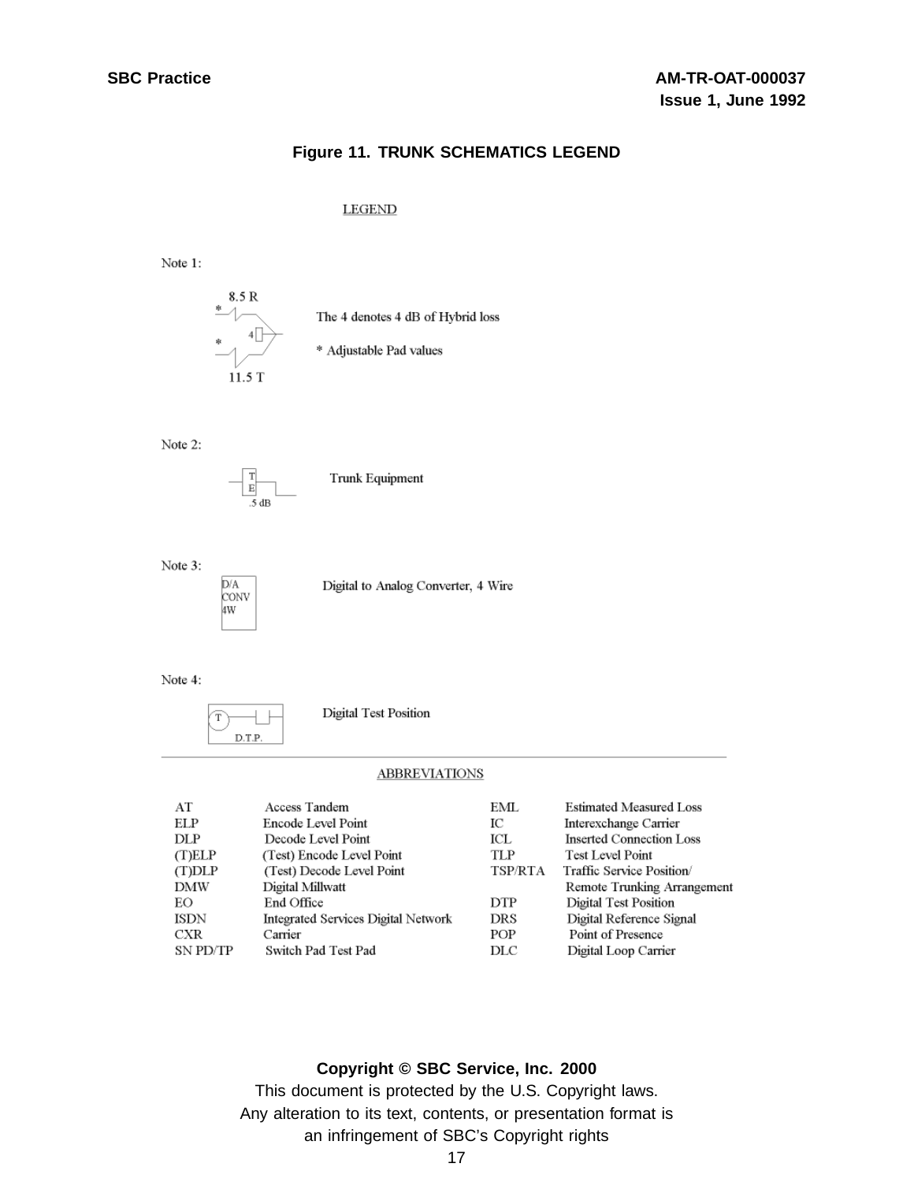**Figure 11. TRUNK SCHEMATICS LEGEND**

LEGEND

Note 1:

8.5 R

11.5 T

The 4 denotes 4 dB of Hybrid loss

* Adjustable Pad values

Note 2:

.5 dB

Trunk Equipment

Note 3:

D/A CONV 4W

Digital to Analog Converter, 4 Wire

Note 4:

D.T.P.

Digital Test Position

ABBREVIATIONS

| | | | |
|---|---|---|---|
| AT | Access Tandem | EML | Estimated Measured Loss |
| ELP | Encode Level Point | IC | Interexchange Carrier |
| DLP | Decode Level Point | ICL | Inserted Connection Loss |
| (T)ELP | (Test) Encode Level Point | TLP | Test Level Point |
| (T)DLP | (Test) Decode Level Point | TSP/RTA | Traffic Service Position/ Remote Trunking Arrangement |
| DMW | Digital Millwatt | | |
| EO | End Office | DTP | Digital Test Position |
| ISDN | Integrated Services Digital Network | DRS | Digital Reference Signal |
| CXR | Carrier | POP | Point of Presence |
| SN PD/TP | Switch Pad Test Pad | DLC | Digital Loop Carrier |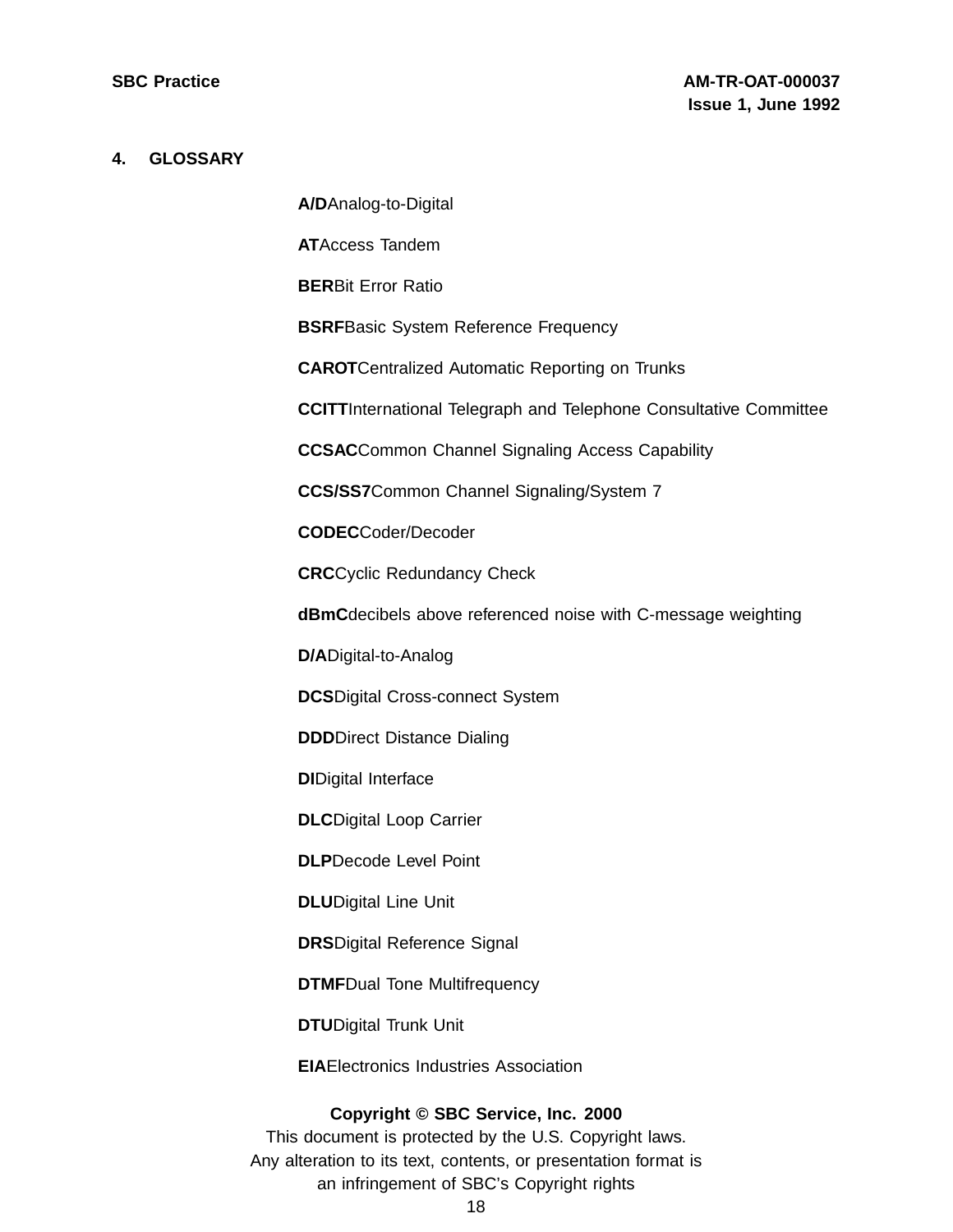## 4. GLOSSARY

**A/D** Analog-to-Digital

**AT** Access Tandem

**BER** Bit Error Ratio

**BSRF** Basic System Reference Frequency

**CAROT** Centralized Automatic Reporting on Trunks

**CCITT** International Telegraph and Telephone Consultative Committee

**CCSAC** Common Channel Signaling Access Capability

**CCS/SS7** Common Channel Signaling/System 7

**CODEC** Coder/Decoder

**CRC** Cyclic Redundancy Check

**dBmC** decibels above referenced noise with C-message weighting

**D/A** Digital-to-Analog

**DCS** Digital Cross-connect System

**DDD** Direct Distance Dialing

**DI** Digital Interface

**DLC** Digital Loop Carrier

**DLP** Decode Level Point

**DLU** Digital Line Unit

**DRS** Digital Reference Signal

**DTMF** Dual Tone Multifrequency

**DTU** Digital Trunk Unit

**EIA** Electronics Industries Association

**Copyright © SBC Service, Inc. 2000**
This document is protected by the U.S. Copyright laws.
Any alteration to its text, contents, or presentation format is
an infringement of SBC's Copyright rights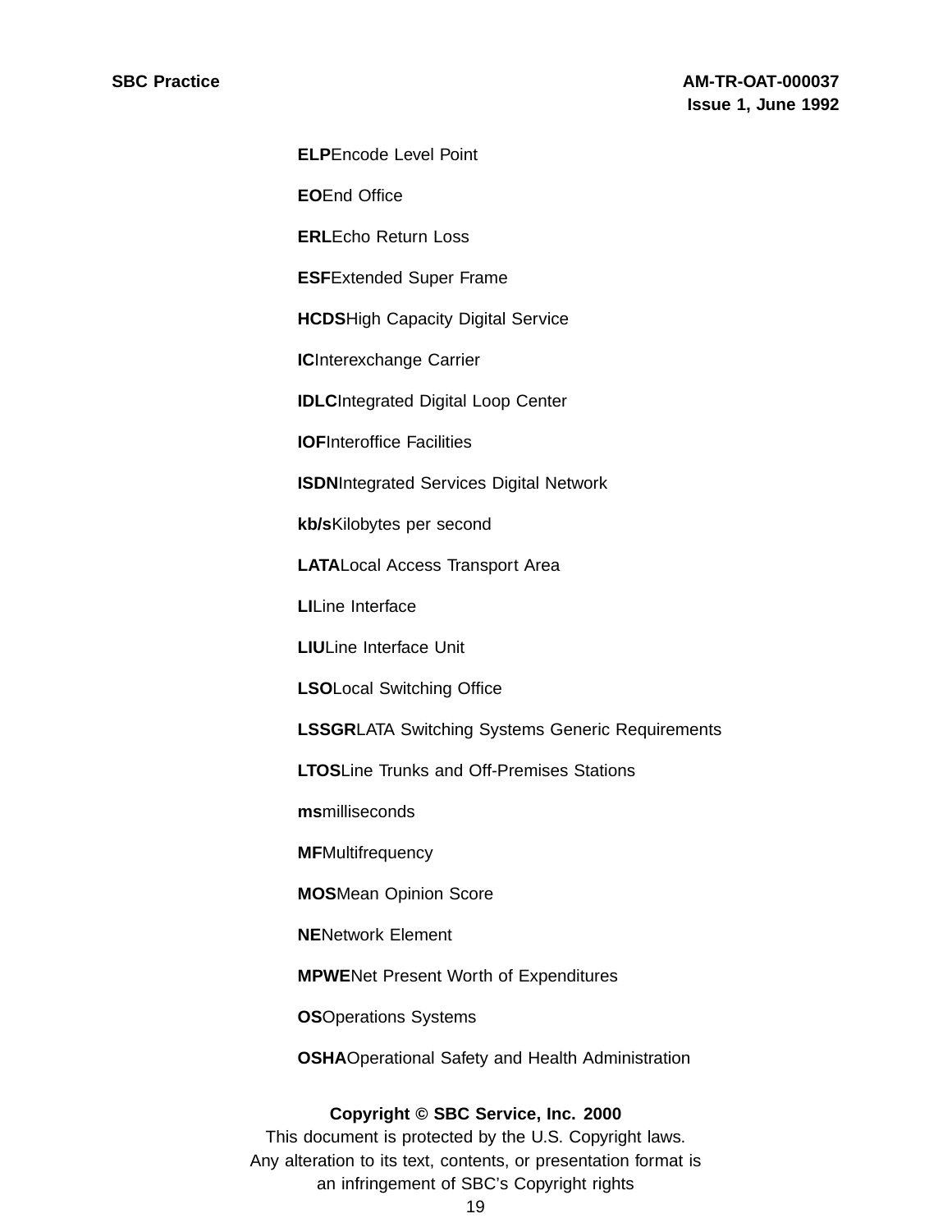**ELP**Encode Level Point

**EO**End Office

**ERL**Echo Return Loss

**ESF**Extended Super Frame

**HCDS**High Capacity Digital Service

**IC**Interexchange Carrier

**IDLC**Integrated Digital Loop Center

**IOF**Interoffice Facilities

**ISDN**Integrated Services Digital Network

**kb/s**Kilobytes per second

**LATA**Local Access Transport Area

**LI**Line Interface

**LIU**Line Interface Unit

**LSO**Local Switching Office

**LSSGR**LATA Switching Systems Generic Requirements

**LTOS**Line Trunks and Off-Premises Stations

**ms**milliseconds

**MF**Multifrequency

**MOS**Mean Opinion Score

**NE**Network Element

**MPWE**Net Present Worth of Expenditures

**OS**Operations Systems

**OSHA**Operational Safety and Health Administration

**Copyright © SBC Service, Inc. 2000**
This document is protected by the U.S. Copyright laws.
Any alteration to its text, contents, or presentation format is
an infringement of SBC's Copyright rights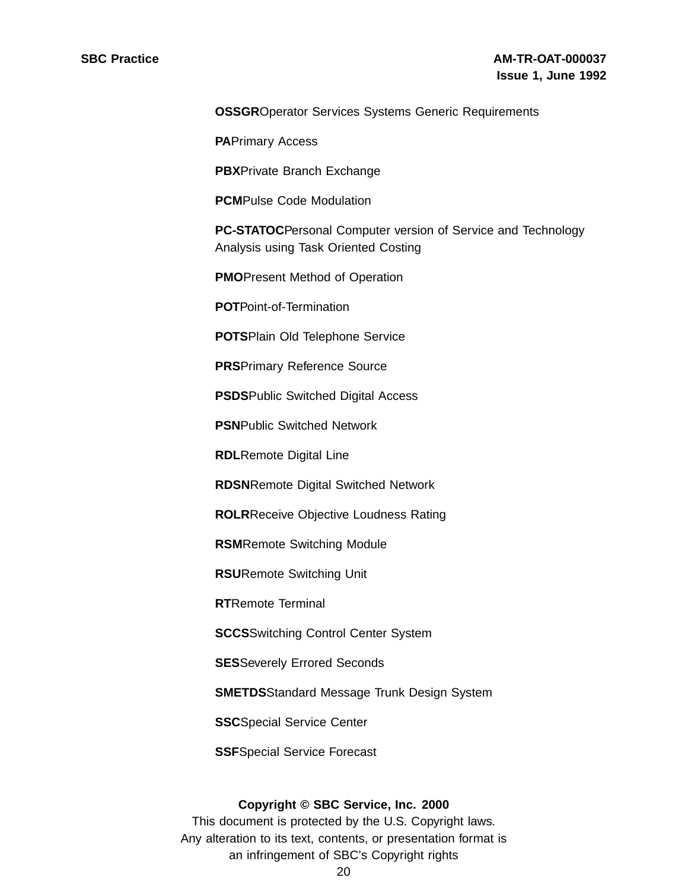**OSSGR**Operator Services Systems Generic Requirements

**PA**Primary Access

**PBX**Private Branch Exchange

**PCM**Pulse Code Modulation

**PC-STATOC**Personal Computer version of Service and Technology Analysis using Task Oriented Costing

**PMO**Present Method of Operation

**POT**Point-of-Termination

**POTS**Plain Old Telephone Service

**PRS**Primary Reference Source

**PSDS**Public Switched Digital Access

**PSN**Public Switched Network

**RDL**Remote Digital Line

**RDSN**Remote Digital Switched Network

**ROLR**Receive Objective Loudness Rating

**RSM**Remote Switching Module

**RSU**Remote Switching Unit

**RT**Remote Terminal

**SCCS**Switching Control Center System

**SES**Severely Errored Seconds

**SMETDS**Standard Message Trunk Design System

**SSC**Special Service Center

**SSF**Special Service Forecast

**Copyright © SBC Service, Inc. 2000**
This document is protected by the U.S. Copyright laws.
Any alteration to its text, contents, or presentation format is an infringement of SBC's Copyright rights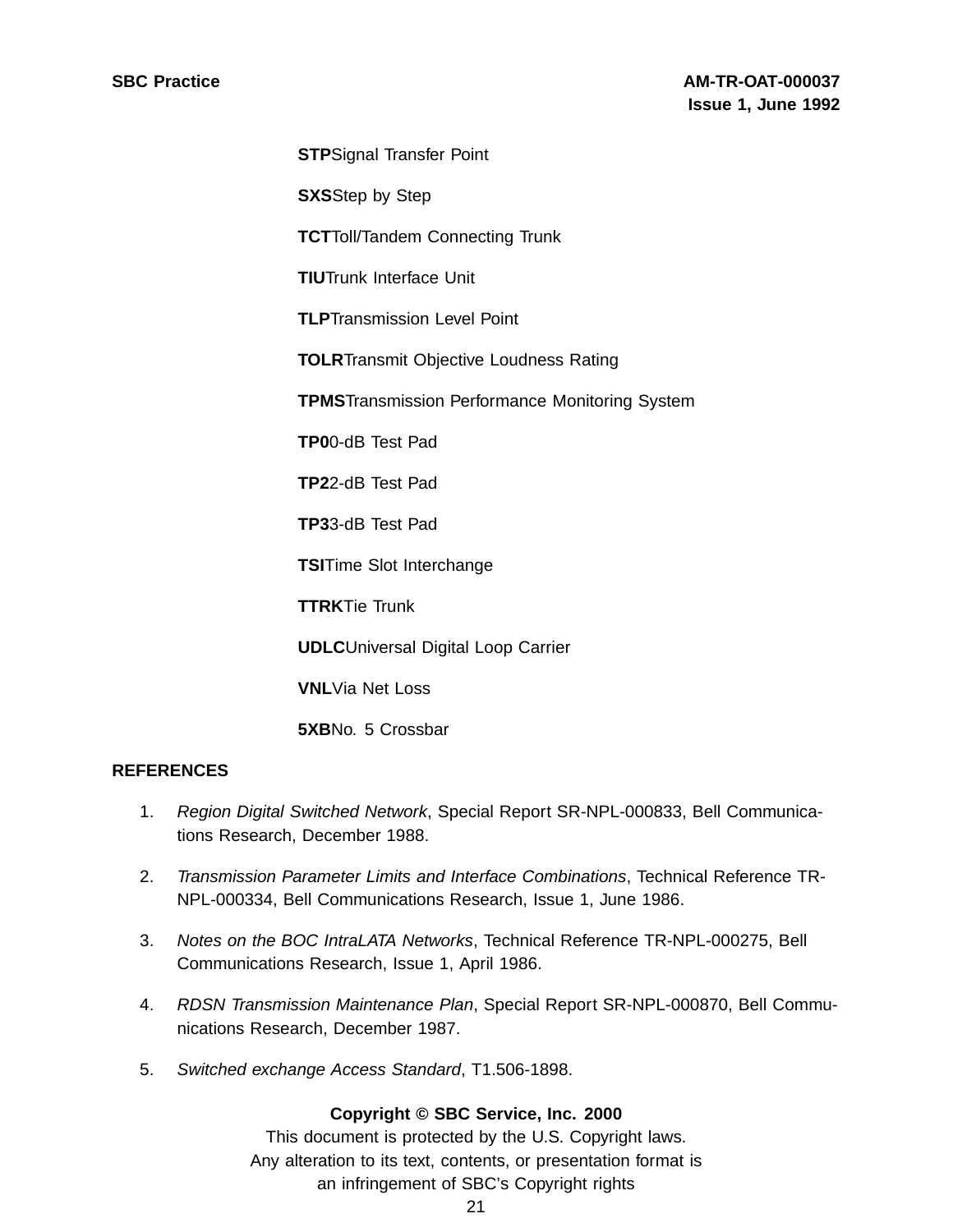**STP** Signal Transfer Point

**SXS** Step by Step

**TCT** Toll/Tandem Connecting Trunk

**TIU** Trunk Interface Unit

**TLP** Transmission Level Point

**TOLR** Transmit Objective Loudness Rating

**TPMS** Transmission Performance Monitoring System

**TP0** 0-dB Test Pad

**TP2** 2-dB Test Pad

**TP3** 3-dB Test Pad

**TSI** Time Slot Interchange

**TTRK** Tie Trunk

**UDLC** Universal Digital Loop Carrier

**VNL** Via Net Loss

**5XB** No. 5 Crossbar

## REFERENCES

1. *Region Digital Switched Network*, Special Report SR-NPL-000833, Bell Communications Research, December 1988.
2. *Transmission Parameter Limits and Interface Combinations*, Technical Reference TR-NPL-000334, Bell Communications Research, Issue 1, June 1986.
3. *Notes on the BOC IntraLATA Networks*, Technical Reference TR-NPL-000275, Bell Communications Research, Issue 1, April 1986.
4. *RDSN Transmission Maintenance Plan*, Special Report SR-NPL-000870, Bell Communications Research, December 1987.
5. *Switched exchange Access Standard*, T1.506-1898.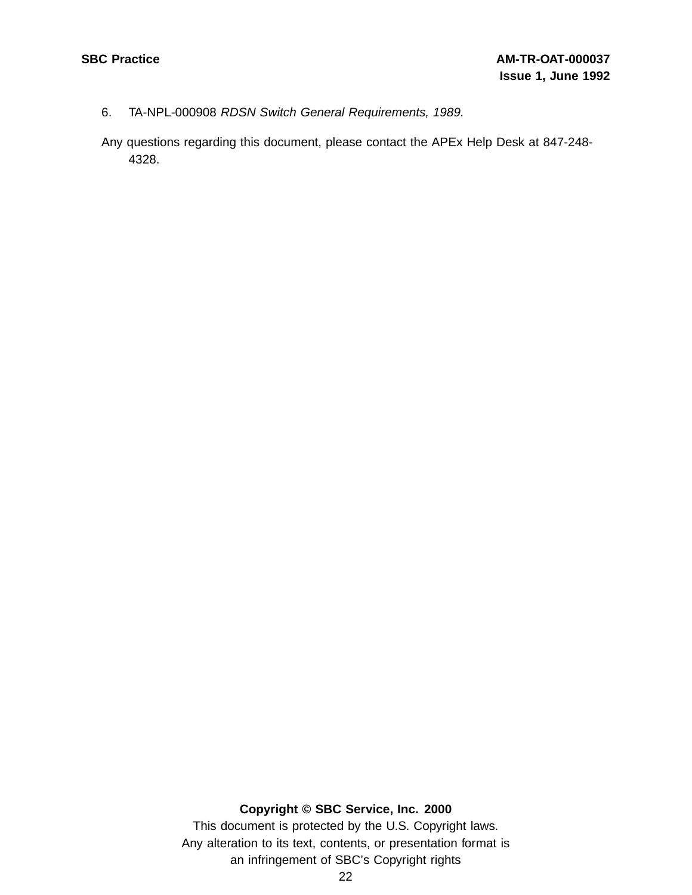6. TA-NPL-000908 *RDSN Switch General Requirements, 1989.*

Any questions regarding this document, please contact the APEx Help Desk at 847-248-4328.

**Copyright © SBC Service, Inc. 2000**
This document is protected by the U.S. Copyright laws.
Any alteration to its text, contents, or presentation format is an infringement of SBC's Copyright rights